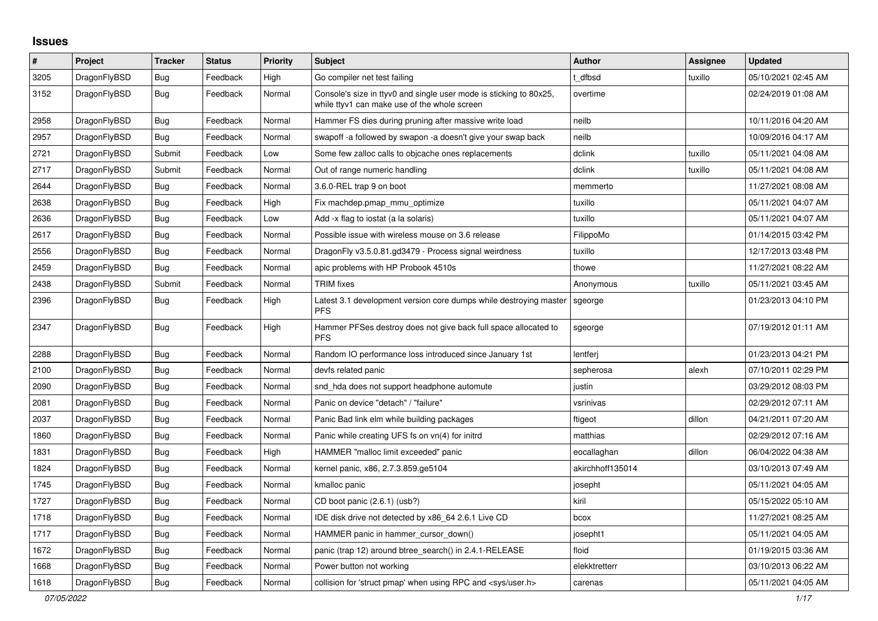# Issues

| # | Project | Tracker | Status | Priority | Subject | Author | Assignee | Updated |
|---|---|---|---|---|---|---|---|---|
| 3205 | DragonFlyBSD | Bug | Feedback | High | Go compiler net test failing | t_dfbsd | tuxillo | 05/10/2021 02:45 AM |
| 3152 | DragonFlyBSD | Bug | Feedback | Normal | Console's size in ttyv0 and single user mode is sticking to 80x25, while ttyv1 can make use of the whole screen | overtime | | 02/24/2019 01:08 AM |
| 2958 | DragonFlyBSD | Bug | Feedback | Normal | Hammer FS dies during pruning after massive write load | neilb | | 10/11/2016 04:20 AM |
| 2957 | DragonFlyBSD | Bug | Feedback | Normal | swapoff -a followed by swapon -a doesn't give your swap back | neilb | | 10/09/2016 04:17 AM |
| 2721 | DragonFlyBSD | Submit | Feedback | Low | Some few zalloc calls to objcache ones replacements | dclink | tuxillo | 05/11/2021 04:08 AM |
| 2717 | DragonFlyBSD | Submit | Feedback | Normal | Out of range numeric handling | dclink | tuxillo | 05/11/2021 04:08 AM |
| 2644 | DragonFlyBSD | Bug | Feedback | Normal | 3.6.0-REL trap 9 on boot | memmerto | | 11/27/2021 08:08 AM |
| 2638 | DragonFlyBSD | Bug | Feedback | High | Fix machdep.pmap_mmu_optimize | tuxillo | | 05/11/2021 04:07 AM |
| 2636 | DragonFlyBSD | Bug | Feedback | Low | Add -x flag to iostat (a la solaris) | tuxillo | | 05/11/2021 04:07 AM |
| 2617 | DragonFlyBSD | Bug | Feedback | Normal | Possible issue with wireless mouse on 3.6 release | FilippoMo | | 01/14/2015 03:42 PM |
| 2556 | DragonFlyBSD | Bug | Feedback | Normal | DragonFly v3.5.0.81.gd3479 - Process signal weirdness | tuxillo | | 12/17/2013 03:48 PM |
| 2459 | DragonFlyBSD | Bug | Feedback | Normal | apic problems with HP Probook 4510s | thowe | | 11/27/2021 08:22 AM |
| 2438 | DragonFlyBSD | Submit | Feedback | Normal | TRIM fixes | Anonymous | tuxillo | 05/11/2021 03:45 AM |
| 2396 | DragonFlyBSD | Bug | Feedback | High | Latest 3.1 development version core dumps while destroying master PFS | sgeorge | | 01/23/2013 04:10 PM |
| 2347 | DragonFlyBSD | Bug | Feedback | High | Hammer PFSes destroy does not give back full space allocated to PFS | sgeorge | | 07/19/2012 01:11 AM |
| 2288 | DragonFlyBSD | Bug | Feedback | Normal | Random IO performance loss introduced since January 1st | lentferj | | 01/23/2013 04:21 PM |
| 2100 | DragonFlyBSD | Bug | Feedback | Normal | devfs related panic | sepherosa | alexh | 07/10/2011 02:29 PM |
| 2090 | DragonFlyBSD | Bug | Feedback | Normal | snd_hda does not support headphone automute | justin | | 03/29/2012 08:03 PM |
| 2081 | DragonFlyBSD | Bug | Feedback | Normal | Panic on device "detach" / "failure" | vsrinivas | | 02/29/2012 07:11 AM |
| 2037 | DragonFlyBSD | Bug | Feedback | Normal | Panic Bad link elm while building packages | ftigeot | dillon | 04/21/2011 07:20 AM |
| 1860 | DragonFlyBSD | Bug | Feedback | Normal | Panic while creating UFS fs on vn(4) for initrd | matthias | | 02/29/2012 07:16 AM |
| 1831 | DragonFlyBSD | Bug | Feedback | High | HAMMER "malloc limit exceeded" panic | eocallaghan | dillon | 06/04/2022 04:38 AM |
| 1824 | DragonFlyBSD | Bug | Feedback | Normal | kernel panic, x86, 2.7.3.859.ge5104 | akirchhoff135014 | | 03/10/2013 07:49 AM |
| 1745 | DragonFlyBSD | Bug | Feedback | Normal | kmalloc panic | josepht | | 05/11/2021 04:05 AM |
| 1727 | DragonFlyBSD | Bug | Feedback | Normal | CD boot panic (2.6.1) (usb?) | kiril | | 05/15/2022 05:10 AM |
| 1718 | DragonFlyBSD | Bug | Feedback | Normal | IDE disk drive not detected by x86_64 2.6.1 Live CD | bcox | | 11/27/2021 08:25 AM |
| 1717 | DragonFlyBSD | Bug | Feedback | Normal | HAMMER panic in hammer_cursor_down() | josepht1 | | 05/11/2021 04:05 AM |
| 1672 | DragonFlyBSD | Bug | Feedback | Normal | panic (trap 12) around btree_search() in 2.4.1-RELEASE | floid | | 01/19/2015 03:36 AM |
| 1668 | DragonFlyBSD | Bug | Feedback | Normal | Power button not working | elekktretterr | | 03/10/2013 06:22 AM |
| 1618 | DragonFlyBSD | Bug | Feedback | Normal | collision for 'struct pmap' when using RPC and <sys/user.h> | carenas | | 05/11/2021 04:05 AM |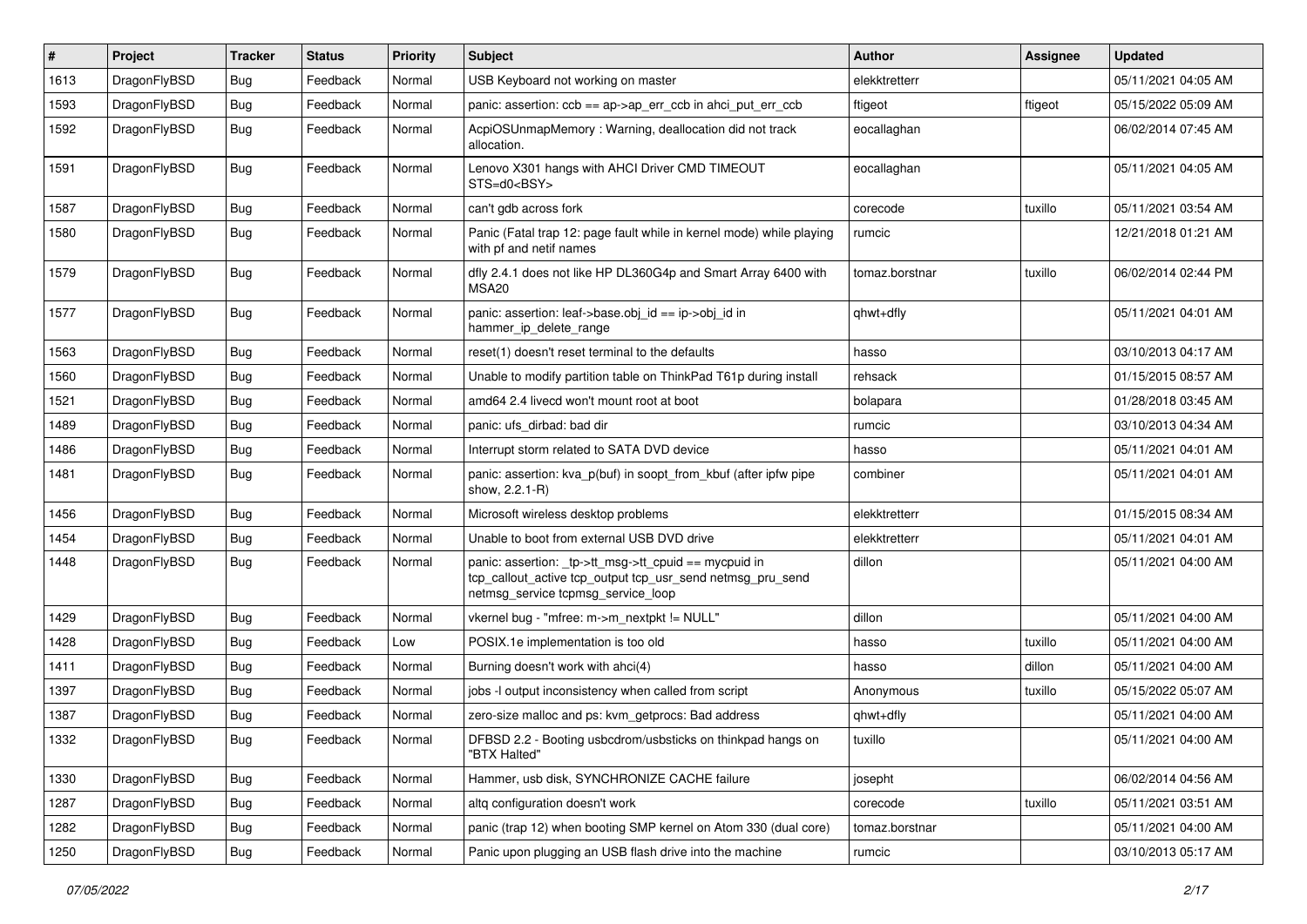| # | Project | Tracker | Status | Priority | Subject | Author | Assignee | Updated |
|---|---|---|---|---|---|---|---|---|
| 1613 | DragonFlyBSD | Bug | Feedback | Normal | USB Keyboard not working on master | elekktretterr |  | 05/11/2021 04:05 AM |
| 1593 | DragonFlyBSD | Bug | Feedback | Normal | panic: assertion: ccb == ap->ap_err_ccb in ahci_put_err_ccb | ftigeot | ftigeot | 05/15/2022 05:09 AM |
| 1592 | DragonFlyBSD | Bug | Feedback | Normal | AcpiOSUnmapMemory : Warning, deallocation did not track allocation. | eocallaghan |  | 06/02/2014 07:45 AM |
| 1591 | DragonFlyBSD | Bug | Feedback | Normal | Lenovo X301 hangs with AHCI Driver CMD TIMEOUT STS=d0<BSY> | eocallaghan |  | 05/11/2021 04:05 AM |
| 1587 | DragonFlyBSD | Bug | Feedback | Normal | can't gdb across fork | corecode | tuxillo | 05/11/2021 03:54 AM |
| 1580 | DragonFlyBSD | Bug | Feedback | Normal | Panic (Fatal trap 12: page fault while in kernel mode) while playing with pf and netif names | rumcic |  | 12/21/2018 01:21 AM |
| 1579 | DragonFlyBSD | Bug | Feedback | Normal | dfly 2.4.1 does not like HP DL360G4p and Smart Array 6400 with MSA20 | tomaz.borstnar | tuxillo | 06/02/2014 02:44 PM |
| 1577 | DragonFlyBSD | Bug | Feedback | Normal | panic: assertion: leaf->base.obj_id == ip->obj_id in hammer_ip_delete_range | qhwt+dfly |  | 05/11/2021 04:01 AM |
| 1563 | DragonFlyBSD | Bug | Feedback | Normal | reset(1) doesn't reset terminal to the defaults | hasso |  | 03/10/2013 04:17 AM |
| 1560 | DragonFlyBSD | Bug | Feedback | Normal | Unable to modify partition table on ThinkPad T61p during install | rehsack |  | 01/15/2015 08:57 AM |
| 1521 | DragonFlyBSD | Bug | Feedback | Normal | amd64 2.4 livecd won't mount root at boot | bolapara |  | 01/28/2018 03:45 AM |
| 1489 | DragonFlyBSD | Bug | Feedback | Normal | panic: ufs_dirbad: bad dir | rumcic |  | 03/10/2013 04:34 AM |
| 1486 | DragonFlyBSD | Bug | Feedback | Normal | Interrupt storm related to SATA DVD device | hasso |  | 05/11/2021 04:01 AM |
| 1481 | DragonFlyBSD | Bug | Feedback | Normal | panic: assertion: kva_p(buf) in soopt_from_kbuf (after ipfw pipe show, 2.2.1-R) | combiner |  | 05/11/2021 04:01 AM |
| 1456 | DragonFlyBSD | Bug | Feedback | Normal | Microsoft wireless desktop problems | elekktretterr |  | 01/15/2015 08:34 AM |
| 1454 | DragonFlyBSD | Bug | Feedback | Normal | Unable to boot from external USB DVD drive | elekktretterr |  | 05/11/2021 04:01 AM |
| 1448 | DragonFlyBSD | Bug | Feedback | Normal | panic: assertion: _tp->tt_msg->tt_cpuid == mycpuid in tcp_callout_active tcp_output tcp_usr_send netmsg_pru_send netmsg_service tcpmsg_service_loop | dillon |  | 05/11/2021 04:00 AM |
| 1429 | DragonFlyBSD | Bug | Feedback | Normal | vkernel bug - "mfree: m->m_nextpkt != NULL" | dillon |  | 05/11/2021 04:00 AM |
| 1428 | DragonFlyBSD | Bug | Feedback | Low | POSIX.1e implementation is too old | hasso | tuxillo | 05/11/2021 04:00 AM |
| 1411 | DragonFlyBSD | Bug | Feedback | Normal | Burning doesn't work with ahci(4) | hasso | dillon | 05/11/2021 04:00 AM |
| 1397 | DragonFlyBSD | Bug | Feedback | Normal | jobs -l output inconsistency when called from script | Anonymous | tuxillo | 05/15/2022 05:07 AM |
| 1387 | DragonFlyBSD | Bug | Feedback | Normal | zero-size malloc and ps: kvm_getprocs: Bad address | qhwt+dfly |  | 05/11/2021 04:00 AM |
| 1332 | DragonFlyBSD | Bug | Feedback | Normal | DFBSD 2.2 - Booting usbcdrom/usbsticks on thinkpad hangs on "BTX Halted" | tuxillo |  | 05/11/2021 04:00 AM |
| 1330 | DragonFlyBSD | Bug | Feedback | Normal | Hammer, usb disk, SYNCHRONIZE CACHE failure | josepht |  | 06/02/2014 04:56 AM |
| 1287 | DragonFlyBSD | Bug | Feedback | Normal | altq configuration doesn't work | corecode | tuxillo | 05/11/2021 03:51 AM |
| 1282 | DragonFlyBSD | Bug | Feedback | Normal | panic (trap 12) when booting SMP kernel on Atom 330 (dual core) | tomaz.borstnar |  | 05/11/2021 04:00 AM |
| 1250 | DragonFlyBSD | Bug | Feedback | Normal | Panic upon plugging an USB flash drive into the machine | rumcic |  | 03/10/2013 05:17 AM |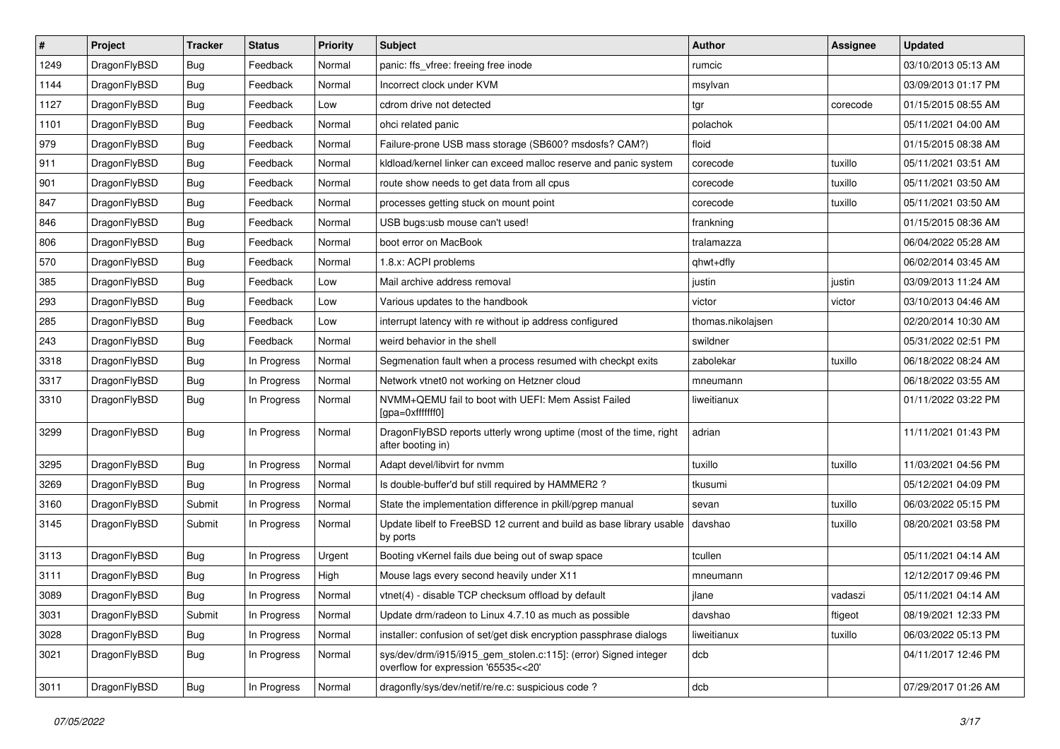| # | Project | Tracker | Status | Priority | Subject | Author | Assignee | Updated |
|---|---|---|---|---|---|---|---|---|
| 1249 | DragonFlyBSD | Bug | Feedback | Normal | panic: ffs_vfree: freeing free inode | rumcic | | 03/10/2013 05:13 AM |
| 1144 | DragonFlyBSD | Bug | Feedback | Normal | Incorrect clock under KVM | msylvan | | 03/09/2013 01:17 PM |
| 1127 | DragonFlyBSD | Bug | Feedback | Low | cdrom drive not detected | tgr | corecode | 01/15/2015 08:55 AM |
| 1101 | DragonFlyBSD | Bug | Feedback | Normal | ohci related panic | polachok | | 05/11/2021 04:00 AM |
| 979 | DragonFlyBSD | Bug | Feedback | Normal | Failure-prone USB mass storage (SB600? msdosfs? CAM?) | floid | | 01/15/2015 08:38 AM |
| 911 | DragonFlyBSD | Bug | Feedback | Normal | kldload/kernel linker can exceed malloc reserve and panic system | corecode | tuxillo | 05/11/2021 03:51 AM |
| 901 | DragonFlyBSD | Bug | Feedback | Normal | route show needs to get data from all cpus | corecode | tuxillo | 05/11/2021 03:50 AM |
| 847 | DragonFlyBSD | Bug | Feedback | Normal | processes getting stuck on mount point | corecode | tuxillo | 05/11/2021 03:50 AM |
| 846 | DragonFlyBSD | Bug | Feedback | Normal | USB bugs:usb mouse can't used! | frankning | | 01/15/2015 08:36 AM |
| 806 | DragonFlyBSD | Bug | Feedback | Normal | boot error on MacBook | tralamazza | | 06/04/2022 05:28 AM |
| 570 | DragonFlyBSD | Bug | Feedback | Normal | 1.8.x: ACPI problems | qhwt+dfly | | 06/02/2014 03:45 AM |
| 385 | DragonFlyBSD | Bug | Feedback | Low | Mail archive address removal | justin | justin | 03/09/2013 11:24 AM |
| 293 | DragonFlyBSD | Bug | Feedback | Low | Various updates to the handbook | victor | victor | 03/10/2013 04:46 AM |
| 285 | DragonFlyBSD | Bug | Feedback | Low | interrupt latency with re without ip address configured | thomas.nikolajsen | | 02/20/2014 10:30 AM |
| 243 | DragonFlyBSD | Bug | Feedback | Normal | weird behavior in the shell | swildner | | 05/31/2022 02:51 PM |
| 3318 | DragonFlyBSD | Bug | In Progress | Normal | Segmenation fault when a process resumed with checkpt exits | zabolekar | tuxillo | 06/18/2022 08:24 AM |
| 3317 | DragonFlyBSD | Bug | In Progress | Normal | Network vtnet0 not working on Hetzner cloud | mneumann | | 06/18/2022 03:55 AM |
| 3310 | DragonFlyBSD | Bug | In Progress | Normal | NVMM+QEMU fail to boot with UEFI: Mem Assist Failed [gpa=0xfffffff0] | liweitianux | | 01/11/2022 03:22 PM |
| 3299 | DragonFlyBSD | Bug | In Progress | Normal | DragonFlyBSD reports utterly wrong uptime (most of the time, right after booting in) | adrian | | 11/11/2021 01:43 PM |
| 3295 | DragonFlyBSD | Bug | In Progress | Normal | Adapt devel/libvirt for nvmm | tuxillo | tuxillo | 11/03/2021 04:56 PM |
| 3269 | DragonFlyBSD | Bug | In Progress | Normal | Is double-buffer'd buf still required by HAMMER2 ? | tkusumi | | 05/12/2021 04:09 PM |
| 3160 | DragonFlyBSD | Submit | In Progress | Normal | State the implementation difference in pkill/pgrep manual | sevan | tuxillo | 06/03/2022 05:15 PM |
| 3145 | DragonFlyBSD | Submit | In Progress | Normal | Update libelf to FreeBSD 12 current and build as base library usable by ports | davshao | tuxillo | 08/20/2021 03:58 PM |
| 3113 | DragonFlyBSD | Bug | In Progress | Urgent | Booting vKernel fails due being out of swap space | tcullen | | 05/11/2021 04:14 AM |
| 3111 | DragonFlyBSD | Bug | In Progress | High | Mouse lags every second heavily under X11 | mneumann | | 12/12/2017 09:46 PM |
| 3089 | DragonFlyBSD | Bug | In Progress | Normal | vtnet(4) - disable TCP checksum offload by default | jlane | vadaszi | 05/11/2021 04:14 AM |
| 3031 | DragonFlyBSD | Submit | In Progress | Normal | Update drm/radeon to Linux 4.7.10 as much as possible | davshao | ftigeot | 08/19/2021 12:33 PM |
| 3028 | DragonFlyBSD | Bug | In Progress | Normal | installer: confusion of set/get disk encryption passphrase dialogs | liweitianux | tuxillo | 06/03/2022 05:13 PM |
| 3021 | DragonFlyBSD | Bug | In Progress | Normal | sys/dev/drm/i915/i915_gem_stolen.c:115]: (error) Signed integer overflow for expression '65535<<20' | dcb | | 04/11/2017 12:46 PM |
| 3011 | DragonFlyBSD | Bug | In Progress | Normal | dragonfly/sys/dev/netif/re/re.c: suspicious code ? | dcb | | 07/29/2017 01:26 AM |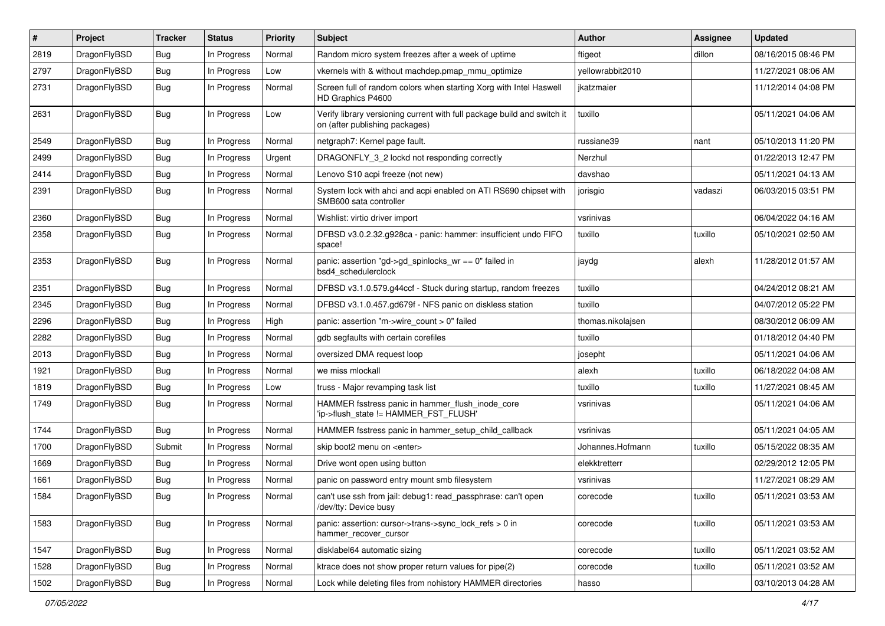| # | Project | Tracker | Status | Priority | Subject | Author | Assignee | Updated |
|---|---|---|---|---|---|---|---|---|
| 2819 | DragonFlyBSD | Bug | In Progress | Normal | Random micro system freezes after a week of uptime | ftigeot | dillon | 08/16/2015 08:46 PM |
| 2797 | DragonFlyBSD | Bug | In Progress | Low | vkernels with & without machdep.pmap_mmu_optimize | yellowrabbit2010 | | 11/27/2021 08:06 AM |
| 2731 | DragonFlyBSD | Bug | In Progress | Normal | Screen full of random colors when starting Xorg with Intel Haswell HD Graphics P4600 | jkatzmaier | | 11/12/2014 04:08 PM |
| 2631 | DragonFlyBSD | Bug | In Progress | Low | Verify library versioning current with full package build and switch it on (after publishing packages) | tuxillo | | 05/11/2021 04:06 AM |
| 2549 | DragonFlyBSD | Bug | In Progress | Normal | netgraph7: Kernel page fault. | russiane39 | nant | 05/10/2013 11:20 PM |
| 2499 | DragonFlyBSD | Bug | In Progress | Urgent | DRAGONFLY_3_2 lockd not responding correctly | Nerzhul | | 01/22/2013 12:47 PM |
| 2414 | DragonFlyBSD | Bug | In Progress | Normal | Lenovo S10 acpi freeze (not new) | davshao | | 05/11/2021 04:13 AM |
| 2391 | DragonFlyBSD | Bug | In Progress | Normal | System lock with ahci and acpi enabled on ATI RS690 chipset with SMB600 sata controller | jorisgio | vadaszi | 06/03/2015 03:51 PM |
| 2360 | DragonFlyBSD | Bug | In Progress | Normal | Wishlist: virtio driver import | vsrinivas | | 06/04/2022 04:16 AM |
| 2358 | DragonFlyBSD | Bug | In Progress | Normal | DFBSD v3.0.2.32.g928ca - panic: hammer: insufficient undo FIFO space! | tuxillo | tuxillo | 05/10/2021 02:50 AM |
| 2353 | DragonFlyBSD | Bug | In Progress | Normal | panic: assertion "gd->gd_spinlocks_wr == 0" failed in bsd4_schedulerclock | jaydg | alexh | 11/28/2012 01:57 AM |
| 2351 | DragonFlyBSD | Bug | In Progress | Normal | DFBSD v3.1.0.579.g44ccf - Stuck during startup, random freezes | tuxillo | | 04/24/2012 08:21 AM |
| 2345 | DragonFlyBSD | Bug | In Progress | Normal | DFBSD v3.1.0.457.gd679f - NFS panic on diskless station | tuxillo | | 04/07/2012 05:22 PM |
| 2296 | DragonFlyBSD | Bug | In Progress | High | panic: assertion "m->wire_count > 0" failed | thomas.nikolajsen | | 08/30/2012 06:09 AM |
| 2282 | DragonFlyBSD | Bug | In Progress | Normal | gdb segfaults with certain corefiles | tuxillo | | 01/18/2012 04:40 PM |
| 2013 | DragonFlyBSD | Bug | In Progress | Normal | oversized DMA request loop | josepht | | 05/11/2021 04:06 AM |
| 1921 | DragonFlyBSD | Bug | In Progress | Normal | we miss mlockall | alexh | tuxillo | 06/18/2022 04:08 AM |
| 1819 | DragonFlyBSD | Bug | In Progress | Low | truss - Major revamping task list | tuxillo | tuxillo | 11/27/2021 08:45 AM |
| 1749 | DragonFlyBSD | Bug | In Progress | Normal | HAMMER fsstress panic in hammer_flush_inode_core 'ip->flush_state != HAMMER_FST_FLUSH' | vsrinivas | | 05/11/2021 04:06 AM |
| 1744 | DragonFlyBSD | Bug | In Progress | Normal | HAMMER fsstress panic in hammer_setup_child_callback | vsrinivas | | 05/11/2021 04:05 AM |
| 1700 | DragonFlyBSD | Submit | In Progress | Normal | skip boot2 menu on <enter> | Johannes.Hofmann | tuxillo | 05/15/2022 08:35 AM |
| 1669 | DragonFlyBSD | Bug | In Progress | Normal | Drive wont open using button | elekktretterr | | 02/29/2012 12:05 PM |
| 1661 | DragonFlyBSD | Bug | In Progress | Normal | panic on password entry mount smb filesystem | vsrinivas | | 11/27/2021 08:29 AM |
| 1584 | DragonFlyBSD | Bug | In Progress | Normal | can't use ssh from jail: debug1: read_passphrase: can't open /dev/tty: Device busy | corecode | tuxillo | 05/11/2021 03:53 AM |
| 1583 | DragonFlyBSD | Bug | In Progress | Normal | panic: assertion: cursor->trans->sync_lock_refs > 0 in hammer_recover_cursor | corecode | tuxillo | 05/11/2021 03:53 AM |
| 1547 | DragonFlyBSD | Bug | In Progress | Normal | disklabel64 automatic sizing | corecode | tuxillo | 05/11/2021 03:52 AM |
| 1528 | DragonFlyBSD | Bug | In Progress | Normal | ktrace does not show proper return values for pipe(2) | corecode | tuxillo | 05/11/2021 03:52 AM |
| 1502 | DragonFlyBSD | Bug | In Progress | Normal | Lock while deleting files from nohistory HAMMER directories | hasso | | 03/10/2013 04:28 AM |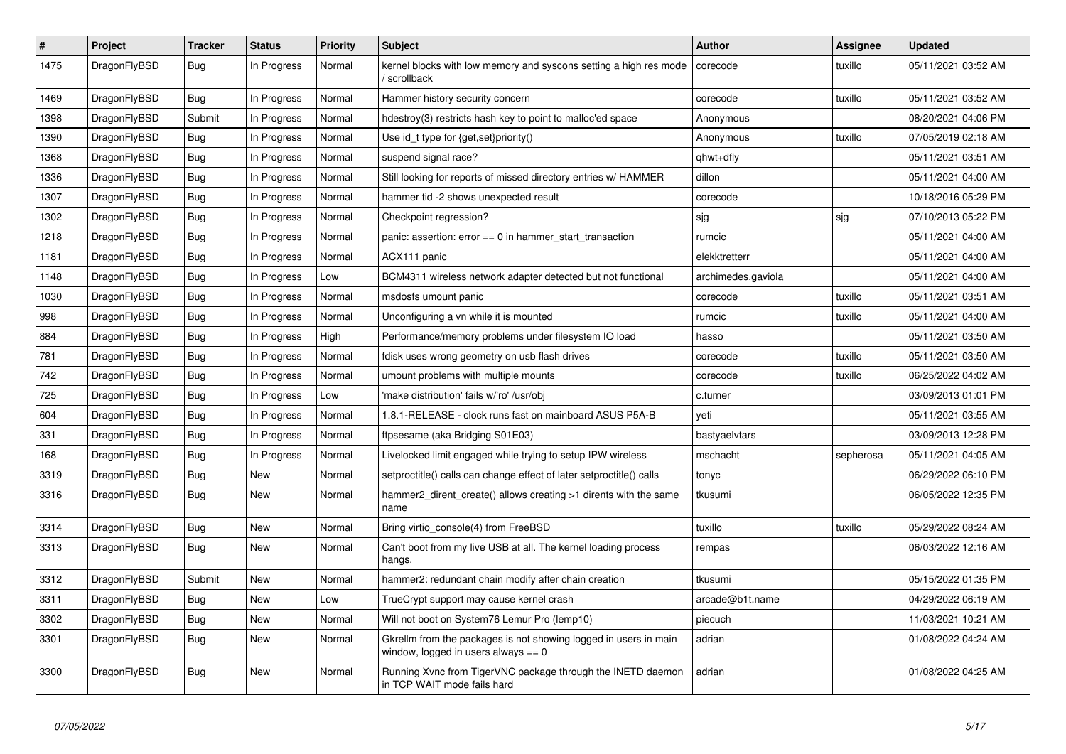| # | Project | Tracker | Status | Priority | Subject | Author | Assignee | Updated |
|---|---|---|---|---|---|---|---|---|
| 1475 | DragonFlyBSD | Bug | In Progress | Normal | kernel blocks with low memory and syscons setting a high res mode / scrollback | corecode | tuxillo | 05/11/2021 03:52 AM |
| 1469 | DragonFlyBSD | Bug | In Progress | Normal | Hammer history security concern | corecode | tuxillo | 05/11/2021 03:52 AM |
| 1398 | DragonFlyBSD | Submit | In Progress | Normal | hdestroy(3) restricts hash key to point to malloc'ed space | Anonymous | | 08/20/2021 04:06 PM |
| 1390 | DragonFlyBSD | Bug | In Progress | Normal | Use id_t type for {get,set}priority() | Anonymous | tuxillo | 07/05/2019 02:18 AM |
| 1368 | DragonFlyBSD | Bug | In Progress | Normal | suspend signal race? | qhwt+dfly | | 05/11/2021 03:51 AM |
| 1336 | DragonFlyBSD | Bug | In Progress | Normal | Still looking for reports of missed directory entries w/ HAMMER | dillon | | 05/11/2021 04:00 AM |
| 1307 | DragonFlyBSD | Bug | In Progress | Normal | hammer tid -2 shows unexpected result | corecode | | 10/18/2016 05:29 PM |
| 1302 | DragonFlyBSD | Bug | In Progress | Normal | Checkpoint regression? | sjg | sjg | 07/10/2013 05:22 PM |
| 1218 | DragonFlyBSD | Bug | In Progress | Normal | panic: assertion: error == 0 in hammer_start_transaction | rumcic | | 05/11/2021 04:00 AM |
| 1181 | DragonFlyBSD | Bug | In Progress | Normal | ACX111 panic | elekktretterr | | 05/11/2021 04:00 AM |
| 1148 | DragonFlyBSD | Bug | In Progress | Low | BCM4311 wireless network adapter detected but not functional | archimedes.gaviola | | 05/11/2021 04:00 AM |
| 1030 | DragonFlyBSD | Bug | In Progress | Normal | msdosfs umount panic | corecode | tuxillo | 05/11/2021 03:51 AM |
| 998 | DragonFlyBSD | Bug | In Progress | Normal | Unconfiguring a vn while it is mounted | rumcic | tuxillo | 05/11/2021 04:00 AM |
| 884 | DragonFlyBSD | Bug | In Progress | High | Performance/memory problems under filesystem IO load | hasso | | 05/11/2021 03:50 AM |
| 781 | DragonFlyBSD | Bug | In Progress | Normal | fdisk uses wrong geometry on usb flash drives | corecode | tuxillo | 05/11/2021 03:50 AM |
| 742 | DragonFlyBSD | Bug | In Progress | Normal | umount problems with multiple mounts | corecode | tuxillo | 06/25/2022 04:02 AM |
| 725 | DragonFlyBSD | Bug | In Progress | Low | 'make distribution' fails w/'ro' /usr/obj | c.turner | | 03/09/2013 01:01 PM |
| 604 | DragonFlyBSD | Bug | In Progress | Normal | 1.8.1-RELEASE - clock runs fast on mainboard ASUS P5A-B | yeti | | 05/11/2021 03:55 AM |
| 331 | DragonFlyBSD | Bug | In Progress | Normal | ftpsesame (aka Bridging S01E03) | bastyaelvtars | | 03/09/2013 12:28 PM |
| 168 | DragonFlyBSD | Bug | In Progress | Normal | Livelocked limit engaged while trying to setup IPW wireless | mschacht | sepherosa | 05/11/2021 04:05 AM |
| 3319 | DragonFlyBSD | Bug | New | Normal | setproctitle() calls can change effect of later setproctitle() calls | tonyc | | 06/29/2022 06:10 PM |
| 3316 | DragonFlyBSD | Bug | New | Normal | hammer2_dirent_create() allows creating >1 dirents with the same name | tkusumi | | 06/05/2022 12:35 PM |
| 3314 | DragonFlyBSD | Bug | New | Normal | Bring virtio_console(4) from FreeBSD | tuxillo | tuxillo | 05/29/2022 08:24 AM |
| 3313 | DragonFlyBSD | Bug | New | Normal | Can't boot from my live USB at all. The kernel loading process hangs. | rempas | | 06/03/2022 12:16 AM |
| 3312 | DragonFlyBSD | Submit | New | Normal | hammer2: redundant chain modify after chain creation | tkusumi | | 05/15/2022 01:35 PM |
| 3311 | DragonFlyBSD | Bug | New | Low | TrueCrypt support may cause kernel crash | arcade@b1t.name | | 04/29/2022 06:19 AM |
| 3302 | DragonFlyBSD | Bug | New | Normal | Will not boot on System76 Lemur Pro (lemp10) | piecuch | | 11/03/2021 10:21 AM |
| 3301 | DragonFlyBSD | Bug | New | Normal | Gkrellm from the packages is not showing logged in users in main window, logged in users always == 0 | adrian | | 01/08/2022 04:24 AM |
| 3300 | DragonFlyBSD | Bug | New | Normal | Running Xvnc from TigerVNC package through the INETD daemon in TCP WAIT mode fails hard | adrian | | 01/08/2022 04:25 AM |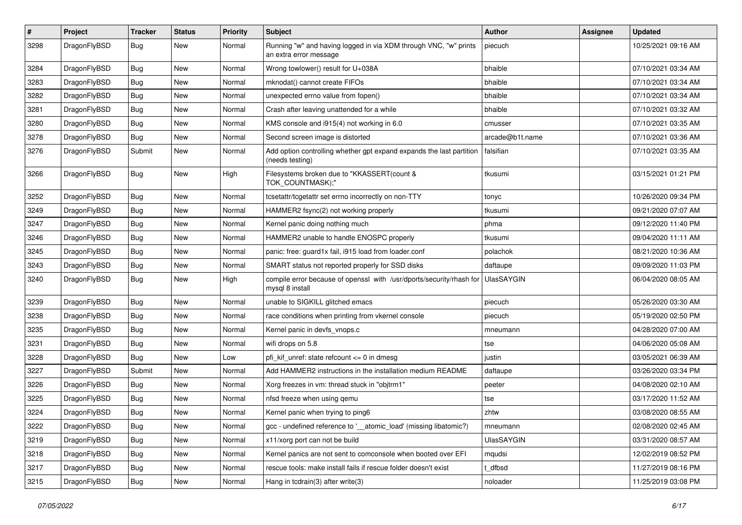| # | Project | Tracker | Status | Priority | Subject | Author | Assignee | Updated |
|---|---|---|---|---|---|---|---|---|
| 3298 | DragonFlyBSD | Bug | New | Normal | Running "w" and having logged in via XDM through VNC, "w" prints an extra error message | piecuch | | 10/25/2021 09:16 AM |
| 3284 | DragonFlyBSD | Bug | New | Normal | Wrong towlower() result for U+038A | bhaible | | 07/10/2021 03:34 AM |
| 3283 | DragonFlyBSD | Bug | New | Normal | mknodat() cannot create FIFOs | bhaible | | 07/10/2021 03:34 AM |
| 3282 | DragonFlyBSD | Bug | New | Normal | unexpected errno value from fopen() | bhaible | | 07/10/2021 03:34 AM |
| 3281 | DragonFlyBSD | Bug | New | Normal | Crash after leaving unattended for a while | bhaible | | 07/10/2021 03:32 AM |
| 3280 | DragonFlyBSD | Bug | New | Normal | KMS console and i915(4) not working in 6.0 | cmusser | | 07/10/2021 03:35 AM |
| 3278 | DragonFlyBSD | Bug | New | Normal | Second screen image is distorted | arcade@b1t.name | | 07/10/2021 03:36 AM |
| 3276 | DragonFlyBSD | Submit | New | Normal | Add option controlling whether gpt expand expands the last partition (needs testing) | falsifian | | 07/10/2021 03:35 AM |
| 3266 | DragonFlyBSD | Bug | New | High | Filesystems broken due to "KKASSERT(count & TOK_COUNTMASK);" | tkusumi | | 03/15/2021 01:21 PM |
| 3252 | DragonFlyBSD | Bug | New | Normal | tcsetattr/tcgetattr set errno incorrectly on non-TTY | tonyc | | 10/26/2020 09:34 PM |
| 3249 | DragonFlyBSD | Bug | New | Normal | HAMMER2 fsync(2) not working properly | tkusumi | | 09/21/2020 07:07 AM |
| 3247 | DragonFlyBSD | Bug | New | Normal | Kernel panic doing nothing much | phma | | 09/12/2020 11:40 PM |
| 3246 | DragonFlyBSD | Bug | New | Normal | HAMMER2 unable to handle ENOSPC properly | tkusumi | | 09/04/2020 11:11 AM |
| 3245 | DragonFlyBSD | Bug | New | Normal | panic: free: guard1x fail, i915 load from loader.conf | polachok | | 08/21/2020 10:36 AM |
| 3243 | DragonFlyBSD | Bug | New | Normal | SMART status not reported properly for SSD disks | daftaupe | | 09/09/2020 11:03 PM |
| 3240 | DragonFlyBSD | Bug | New | High | compile error because of openssl with /usr/dports/security/rhash for mysql 8 install | UlasSAYGIN | | 06/04/2020 08:05 AM |
| 3239 | DragonFlyBSD | Bug | New | Normal | unable to SIGKILL glitched emacs | piecuch | | 05/26/2020 03:30 AM |
| 3238 | DragonFlyBSD | Bug | New | Normal | race conditions when printing from vkernel console | piecuch | | 05/19/2020 02:50 PM |
| 3235 | DragonFlyBSD | Bug | New | Normal | Kernel panic in devfs_vnops.c | mneumann | | 04/28/2020 07:00 AM |
| 3231 | DragonFlyBSD | Bug | New | Normal | wifi drops on 5.8 | tse | | 04/06/2020 05:08 AM |
| 3228 | DragonFlyBSD | Bug | New | Low | pfi_kif_unref: state refcount <= 0 in dmesg | justin | | 03/05/2021 06:39 AM |
| 3227 | DragonFlyBSD | Submit | New | Normal | Add HAMMER2 instructions in the installation medium README | daftaupe | | 03/26/2020 03:34 PM |
| 3226 | DragonFlyBSD | Bug | New | Normal | Xorg freezes in vm: thread stuck in "objtrm1" | peeter | | 04/08/2020 02:10 AM |
| 3225 | DragonFlyBSD | Bug | New | Normal | nfsd freeze when using qemu | tse | | 03/17/2020 11:52 AM |
| 3224 | DragonFlyBSD | Bug | New | Normal | Kernel panic when trying to ping6 | zhtw | | 03/08/2020 08:55 AM |
| 3222 | DragonFlyBSD | Bug | New | Normal | gcc - undefined reference to '__atomic_load' (missing libatomic?) | mneumann | | 02/08/2020 02:45 AM |
| 3219 | DragonFlyBSD | Bug | New | Normal | x11/xorg port can not be build | UlasSAYGIN | | 03/31/2020 08:57 AM |
| 3218 | DragonFlyBSD | Bug | New | Normal | Kernel panics are not sent to comconsole when booted over EFI | mqudsi | | 12/02/2019 08:52 PM |
| 3217 | DragonFlyBSD | Bug | New | Normal | rescue tools: make install fails if rescue folder doesn't exist | t_dfbsd | | 11/27/2019 08:16 PM |
| 3215 | DragonFlyBSD | Bug | New | Normal | Hang in tcdrain(3) after write(3) | noloader | | 11/25/2019 03:08 PM |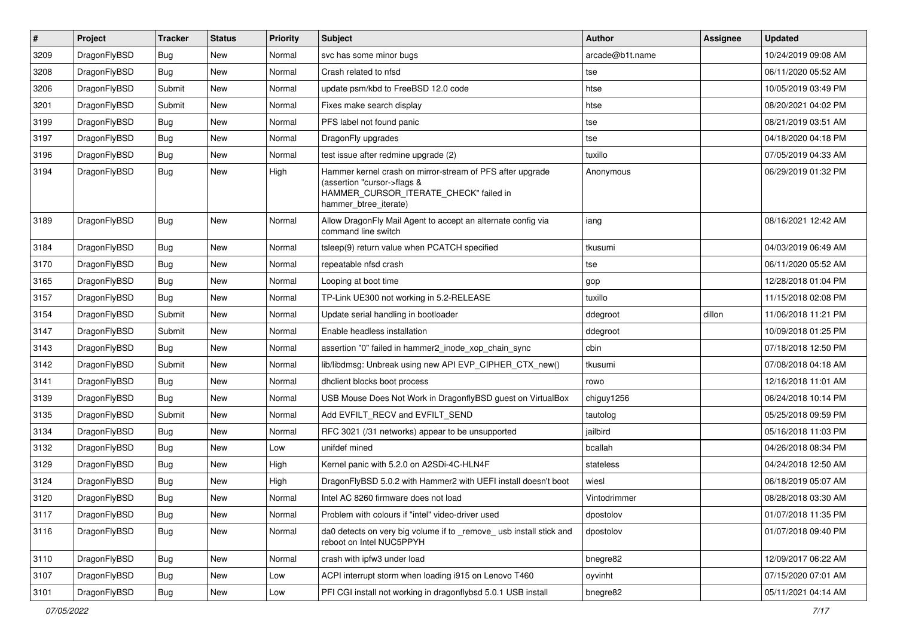| # | Project | Tracker | Status | Priority | Subject | Author | Assignee | Updated |
|---|---|---|---|---|---|---|---|---|
| 3209 | DragonFlyBSD | Bug | New | Normal | svc has some minor bugs | arcade@b1t.name | | 10/24/2019 09:08 AM |
| 3208 | DragonFlyBSD | Bug | New | Normal | Crash related to nfsd | tse | | 06/11/2020 05:52 AM |
| 3206 | DragonFlyBSD | Submit | New | Normal | update psm/kbd to FreeBSD 12.0 code | htse | | 10/05/2019 03:49 PM |
| 3201 | DragonFlyBSD | Submit | New | Normal | Fixes make search display | htse | | 08/20/2021 04:02 PM |
| 3199 | DragonFlyBSD | Bug | New | Normal | PFS label not found panic | tse | | 08/21/2019 03:51 AM |
| 3197 | DragonFlyBSD | Bug | New | Normal | DragonFly upgrades | tse | | 04/18/2020 04:18 PM |
| 3196 | DragonFlyBSD | Bug | New | Normal | test issue after redmine upgrade (2) | tuxillo | | 07/05/2019 04:33 AM |
| 3194 | DragonFlyBSD | Bug | New | High | Hammer kernel crash on mirror-stream of PFS after upgrade (assertion "cursor->flags & HAMMER_CURSOR_ITERATE_CHECK" failed in hammer_btree_iterate) | Anonymous | | 06/29/2019 01:32 PM |
| 3189 | DragonFlyBSD | Bug | New | Normal | Allow DragonFly Mail Agent to accept an alternate config via command line switch | iang | | 08/16/2021 12:42 AM |
| 3184 | DragonFlyBSD | Bug | New | Normal | tsleep(9) return value when PCATCH specified | tkusumi | | 04/03/2019 06:49 AM |
| 3170 | DragonFlyBSD | Bug | New | Normal | repeatable nfsd crash | tse | | 06/11/2020 05:52 AM |
| 3165 | DragonFlyBSD | Bug | New | Normal | Looping at boot time | gop | | 12/28/2018 01:04 PM |
| 3157 | DragonFlyBSD | Bug | New | Normal | TP-Link UE300 not working in 5.2-RELEASE | tuxillo | | 11/15/2018 02:08 PM |
| 3154 | DragonFlyBSD | Submit | New | Normal | Update serial handling in bootloader | ddegroot | dillon | 11/06/2018 11:21 PM |
| 3147 | DragonFlyBSD | Submit | New | Normal | Enable headless installation | ddegroot | | 10/09/2018 01:25 PM |
| 3143 | DragonFlyBSD | Bug | New | Normal | assertion "0" failed in hammer2_inode_xop_chain_sync | cbin | | 07/18/2018 12:50 PM |
| 3142 | DragonFlyBSD | Submit | New | Normal | lib/libdmsg: Unbreak using new API EVP_CIPHER_CTX_new() | tkusumi | | 07/08/2018 04:18 AM |
| 3141 | DragonFlyBSD | Bug | New | Normal | dhclient blocks boot process | rowo | | 12/16/2018 11:01 AM |
| 3139 | DragonFlyBSD | Bug | New | Normal | USB Mouse Does Not Work in DragonflyBSD guest on VirtualBox | chiguy1256 | | 06/24/2018 10:14 PM |
| 3135 | DragonFlyBSD | Submit | New | Normal | Add EVFILT_RECV and EVFILT_SEND | tautolog | | 05/25/2018 09:59 PM |
| 3134 | DragonFlyBSD | Bug | New | Normal | RFC 3021 (/31 networks) appear to be unsupported | jailbird | | 05/16/2018 11:03 PM |
| 3132 | DragonFlyBSD | Bug | New | Low | unifdef mined | bcallah | | 04/26/2018 08:34 PM |
| 3129 | DragonFlyBSD | Bug | New | High | Kernel panic with 5.2.0 on A2SDi-4C-HLN4F | stateless | | 04/24/2018 12:50 AM |
| 3124 | DragonFlyBSD | Bug | New | High | DragonFlyBSD 5.0.2 with Hammer2 with UEFI install doesn't boot | wiesl | | 06/18/2019 05:07 AM |
| 3120 | DragonFlyBSD | Bug | New | Normal | Intel AC 8260 firmware does not load | Vintodrimmer | | 08/28/2018 03:30 AM |
| 3117 | DragonFlyBSD | Bug | New | Normal | Problem with colours if "intel" video-driver used | dpostolov | | 01/07/2018 11:35 PM |
| 3116 | DragonFlyBSD | Bug | New | Normal | da0 detects on very big volume if to _remove_ usb install stick and reboot on Intel NUC5PPYH | dpostolov | | 01/07/2018 09:40 PM |
| 3110 | DragonFlyBSD | Bug | New | Normal | crash with ipfw3 under load | bnegre82 | | 12/09/2017 06:22 AM |
| 3107 | DragonFlyBSD | Bug | New | Low | ACPI interrupt storm when loading i915 on Lenovo T460 | oyvinht | | 07/15/2020 07:01 AM |
| 3101 | DragonFlyBSD | Bug | New | Low | PFI CGI install not working in dragonflybsd 5.0.1 USB install | bnegre82 | | 05/11/2021 04:14 AM |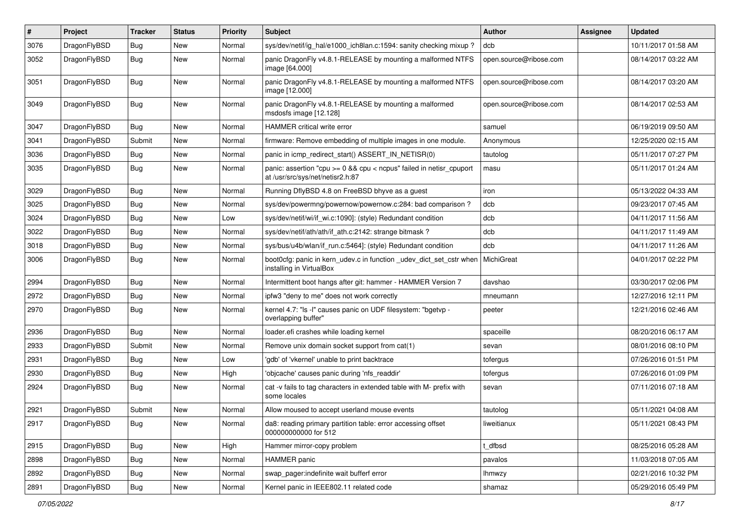| # | Project | Tracker | Status | Priority | Subject | Author | Assignee | Updated |
|---|---|---|---|---|---|---|---|---|
| 3076 | DragonFlyBSD | Bug | New | Normal | sys/dev/netif/ig_hal/e1000_ich8lan.c:1594: sanity checking mixup ? | dcb | | 10/11/2017 01:58 AM |
| 3052 | DragonFlyBSD | Bug | New | Normal | panic DragonFly v4.8.1-RELEASE by mounting a malformed NTFS image [64.000] | open.source@ribose.com | | 08/14/2017 03:22 AM |
| 3051 | DragonFlyBSD | Bug | New | Normal | panic DragonFly v4.8.1-RELEASE by mounting a malformed NTFS image [12.000] | open.source@ribose.com | | 08/14/2017 03:20 AM |
| 3049 | DragonFlyBSD | Bug | New | Normal | panic DragonFly v4.8.1-RELEASE by mounting a malformed msdosfs image [12.128] | open.source@ribose.com | | 08/14/2017 02:53 AM |
| 3047 | DragonFlyBSD | Bug | New | Normal | HAMMER critical write error | samuel | | 06/19/2019 09:50 AM |
| 3041 | DragonFlyBSD | Submit | New | Normal | firmware: Remove embedding of multiple images in one module. | Anonymous | | 12/25/2020 02:15 AM |
| 3036 | DragonFlyBSD | Bug | New | Normal | panic in icmp_redirect_start() ASSERT_IN_NETISR(0) | tautolog | | 05/11/2017 07:27 PM |
| 3035 | DragonFlyBSD | Bug | New | Normal | panic: assertion "cpu >= 0 && cpu < ncpus" failed in netisr_cpuport at /usr/src/sys/net/netisr2.h:87 | masu | | 05/11/2017 01:24 AM |
| 3029 | DragonFlyBSD | Bug | New | Normal | Running DflyBSD 4.8 on FreeBSD bhyve as a guest | iron | | 05/13/2022 04:33 AM |
| 3025 | DragonFlyBSD | Bug | New | Normal | sys/dev/powermng/powernow/powernow.c:284: bad comparison ? | dcb | | 09/23/2017 07:45 AM |
| 3024 | DragonFlyBSD | Bug | New | Low | sys/dev/netif/wi/if_wi.c:1090]: (style) Redundant condition | dcb | | 04/11/2017 11:56 AM |
| 3022 | DragonFlyBSD | Bug | New | Normal | sys/dev/netif/ath/ath/if_ath.c:2142: strange bitmask ? | dcb | | 04/11/2017 11:49 AM |
| 3018 | DragonFlyBSD | Bug | New | Normal | sys/bus/u4b/wlan/if_run.c:5464]: (style) Redundant condition | dcb | | 04/11/2017 11:26 AM |
| 3006 | DragonFlyBSD | Bug | New | Normal | boot0cfg: panic in kern_udev.c in function _udev_dict_set_cstr when installing in VirtualBox | MichiGreat | | 04/01/2017 02:22 PM |
| 2994 | DragonFlyBSD | Bug | New | Normal | Intermittent boot hangs after git: hammer - HAMMER Version 7 | davshao | | 03/30/2017 02:06 PM |
| 2972 | DragonFlyBSD | Bug | New | Normal | ipfw3 "deny to me" does not work correctly | mneumann | | 12/27/2016 12:11 PM |
| 2970 | DragonFlyBSD | Bug | New | Normal | kernel 4.7: "ls -l" causes panic on UDF filesystem: "bgetvp - overlapping buffer" | peeter | | 12/21/2016 02:46 AM |
| 2936 | DragonFlyBSD | Bug | New | Normal | loader.efi crashes while loading kernel | spaceille | | 08/20/2016 06:17 AM |
| 2933 | DragonFlyBSD | Submit | New | Normal | Remove unix domain socket support from cat(1) | sevan | | 08/01/2016 08:10 PM |
| 2931 | DragonFlyBSD | Bug | New | Low | 'gdb' of 'vkernel' unable to print backtrace | tofergus | | 07/26/2016 01:51 PM |
| 2930 | DragonFlyBSD | Bug | New | High | 'objcache' causes panic during 'nfs_readdir' | tofergus | | 07/26/2016 01:09 PM |
| 2924 | DragonFlyBSD | Bug | New | Normal | cat -v fails to tag characters in extended table with M- prefix with some locales | sevan | | 07/11/2016 07:18 AM |
| 2921 | DragonFlyBSD | Submit | New | Normal | Allow moused to accept userland mouse events | tautolog | | 05/11/2021 04:08 AM |
| 2917 | DragonFlyBSD | Bug | New | Normal | da8: reading primary partition table: error accessing offset 000000000000 for 512 | liweitianux | | 05/11/2021 08:43 PM |
| 2915 | DragonFlyBSD | Bug | New | High | Hammer mirror-copy problem | t_dfbsd | | 08/25/2016 05:28 AM |
| 2898 | DragonFlyBSD | Bug | New | Normal | HAMMER panic | pavalos | | 11/03/2018 07:05 AM |
| 2892 | DragonFlyBSD | Bug | New | Normal | swap_pager:indefinite wait bufferf error | lhmwzy | | 02/21/2016 10:32 PM |
| 2891 | DragonFlyBSD | Bug | New | Normal | Kernel panic in IEEE802.11 related code | shamaz | | 05/29/2016 05:49 PM |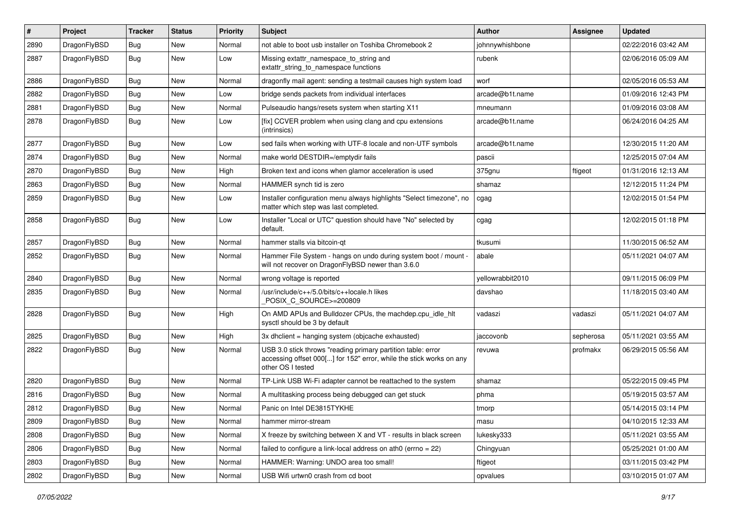| # | Project | Tracker | Status | Priority | Subject | Author | Assignee | Updated |
|---|---|---|---|---|---|---|---|---|
| 2890 | DragonFlyBSD | Bug | New | Normal | not able to boot usb installer on Toshiba Chromebook 2 | johnnywhishbone | | 02/22/2016 03:42 AM |
| 2887 | DragonFlyBSD | Bug | New | Low | Missing extattr_namespace_to_string and extattr_string_to_namespace functions | rubenk | | 02/06/2016 05:09 AM |
| 2886 | DragonFlyBSD | Bug | New | Normal | dragonfly mail agent: sending a testmail causes high system load | worf | | 02/05/2016 05:53 AM |
| 2882 | DragonFlyBSD | Bug | New | Low | bridge sends packets from individual interfaces | arcade@b1t.name | | 01/09/2016 12:43 PM |
| 2881 | DragonFlyBSD | Bug | New | Normal | Pulseaudio hangs/resets system when starting X11 | mneumann | | 01/09/2016 03:08 AM |
| 2878 | DragonFlyBSD | Bug | New | Low | [fix] CCVER problem when using clang and cpu extensions (intrinsics) | arcade@b1t.name | | 06/24/2016 04:25 AM |
| 2877 | DragonFlyBSD | Bug | New | Low | sed fails when working with UTF-8 locale and non-UTF symbols | arcade@b1t.name | | 12/30/2015 11:20 AM |
| 2874 | DragonFlyBSD | Bug | New | Normal | make world DESTDIR=/emptydir fails | pascii | | 12/25/2015 07:04 AM |
| 2870 | DragonFlyBSD | Bug | New | High | Broken text and icons when glamor acceleration is used | 375gnu | ftigeot | 01/31/2016 12:13 AM |
| 2863 | DragonFlyBSD | Bug | New | Normal | HAMMER synch tid is zero | shamaz | | 12/12/2015 11:24 PM |
| 2859 | DragonFlyBSD | Bug | New | Low | Installer configuration menu always highlights "Select timezone", no matter which step was last completed. | cgag | | 12/02/2015 01:54 PM |
| 2858 | DragonFlyBSD | Bug | New | Low | Installer "Local or UTC" question should have "No" selected by default. | cgag | | 12/02/2015 01:18 PM |
| 2857 | DragonFlyBSD | Bug | New | Normal | hammer stalls via bitcoin-qt | tkusumi | | 11/30/2015 06:52 AM |
| 2852 | DragonFlyBSD | Bug | New | Normal | Hammer File System - hangs on undo during system boot / mount - will not recover on DragonFlyBSD newer than 3.6.0 | abale | | 05/11/2021 04:07 AM |
| 2840 | DragonFlyBSD | Bug | New | Normal | wrong voltage is reported | yellowrabbit2010 | | 09/11/2015 06:09 PM |
| 2835 | DragonFlyBSD | Bug | New | Normal | /usr/include/c++/5.0/bits/c++locale.h likes _POSIX_C_SOURCE>=200809 | davshao | | 11/18/2015 03:40 AM |
| 2828 | DragonFlyBSD | Bug | New | High | On AMD APUs and Bulldozer CPUs, the machdep.cpu_idle_hlt sysctl should be 3 by default | vadaszi | vadaszi | 05/11/2021 04:07 AM |
| 2825 | DragonFlyBSD | Bug | New | High | 3x dhclient = hanging system (objcache exhausted) | jaccovonb | sepherosa | 05/11/2021 03:55 AM |
| 2822 | DragonFlyBSD | Bug | New | Normal | USB 3.0 stick throws "reading primary partition table: error accessing offset 000[...] for 152" error, while the stick works on any other OS I tested | revuwa | profmakx | 06/29/2015 05:56 AM |
| 2820 | DragonFlyBSD | Bug | New | Normal | TP-Link USB Wi-Fi adapter cannot be reattached to the system | shamaz | | 05/22/2015 09:45 PM |
| 2816 | DragonFlyBSD | Bug | New | Normal | A multitasking process being debugged can get stuck | phma | | 05/19/2015 03:57 AM |
| 2812 | DragonFlyBSD | Bug | New | Normal | Panic on Intel DE3815TYKHE | tmorp | | 05/14/2015 03:14 PM |
| 2809 | DragonFlyBSD | Bug | New | Normal | hammer mirror-stream | masu | | 04/10/2015 12:33 AM |
| 2808 | DragonFlyBSD | Bug | New | Normal | X freeze by switching between X and VT - results in black screen | lukesky333 | | 05/11/2021 03:55 AM |
| 2806 | DragonFlyBSD | Bug | New | Normal | failed to configure a link-local address on ath0 (errno = 22) | Chingyuan | | 05/25/2021 01:00 AM |
| 2803 | DragonFlyBSD | Bug | New | Normal | HAMMER: Warning: UNDO area too small! | ftigeot | | 03/11/2015 03:42 PM |
| 2802 | DragonFlyBSD | Bug | New | Normal | USB Wifi urtwn0 crash from cd boot | opvalues | | 03/10/2015 01:07 AM |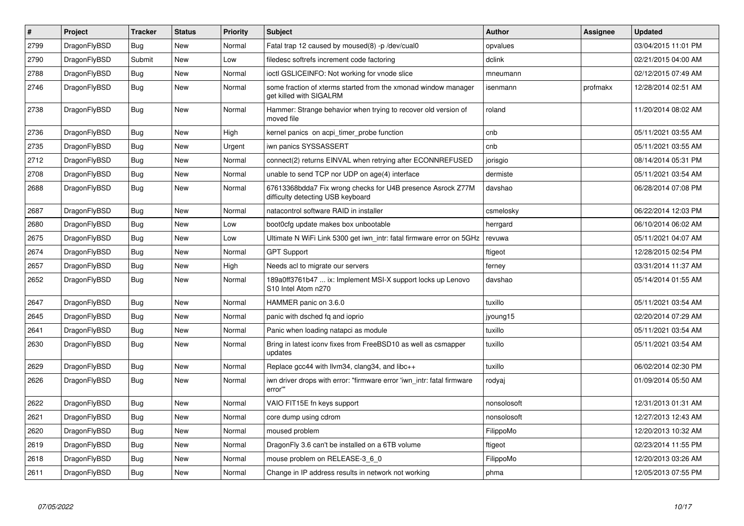| # | Project | Tracker | Status | Priority | Subject | Author | Assignee | Updated |
|---|---|---|---|---|---|---|---|---|
| 2799 | DragonFlyBSD | Bug | New | Normal | Fatal trap 12 caused by moused(8) -p /dev/cual0 | opvalues | | 03/04/2015 11:01 PM |
| 2790 | DragonFlyBSD | Submit | New | Low | filedesc softrefs increment code factoring | dclink | | 02/21/2015 04:00 AM |
| 2788 | DragonFlyBSD | Bug | New | Normal | ioctl GSLICEINFO: Not working for vnode slice | mneumann | | 02/12/2015 07:49 AM |
| 2746 | DragonFlyBSD | Bug | New | Normal | some fraction of xterms started from the xmonad window manager get killed with SIGALRM | isenmann | profmakx | 12/28/2014 02:51 AM |
| 2738 | DragonFlyBSD | Bug | New | Normal | Hammer: Strange behavior when trying to recover old version of moved file | roland | | 11/20/2014 08:02 AM |
| 2736 | DragonFlyBSD | Bug | New | High | kernel panics on acpi_timer_probe function | cnb | | 05/11/2021 03:55 AM |
| 2735 | DragonFlyBSD | Bug | New | Urgent | iwn panics SYSSASSERT | cnb | | 05/11/2021 03:55 AM |
| 2712 | DragonFlyBSD | Bug | New | Normal | connect(2) returns EINVAL when retrying after ECONNREFUSED | jorisgio | | 08/14/2014 05:31 PM |
| 2708 | DragonFlyBSD | Bug | New | Normal | unable to send TCP nor UDP on age(4) interface | dermiste | | 05/11/2021 03:54 AM |
| 2688 | DragonFlyBSD | Bug | New | Normal | 67613368bdda7 Fix wrong checks for U4B presence Asrock Z77M difficulty detecting USB keyboard | davshao | | 06/28/2014 07:08 PM |
| 2687 | DragonFlyBSD | Bug | New | Normal | natacontrol software RAID in installer | csmelosky | | 06/22/2014 12:03 PM |
| 2680 | DragonFlyBSD | Bug | New | Low | boot0cfg update makes box unbootable | herrgard | | 06/10/2014 06:02 AM |
| 2675 | DragonFlyBSD | Bug | New | Low | Ultimate N WiFi Link 5300 get iwn_intr: fatal firmware error on 5GHz | revuwa | | 05/11/2021 04:07 AM |
| 2674 | DragonFlyBSD | Bug | New | Normal | GPT Support | ftigeot | | 12/28/2015 02:54 PM |
| 2657 | DragonFlyBSD | Bug | New | High | Needs acl to migrate our servers | ferney | | 03/31/2014 11:37 AM |
| 2652 | DragonFlyBSD | Bug | New | Normal | 189a0ff3761b47 ... ix: Implement MSI-X support locks up Lenovo S10 Intel Atom n270 | davshao | | 05/14/2014 01:55 AM |
| 2647 | DragonFlyBSD | Bug | New | Normal | HAMMER panic on 3.6.0 | tuxillo | | 05/11/2021 03:54 AM |
| 2645 | DragonFlyBSD | Bug | New | Normal | panic with dsched fq and ioprio | jyoung15 | | 02/20/2014 07:29 AM |
| 2641 | DragonFlyBSD | Bug | New | Normal | Panic when loading natapci as module | tuxillo | | 05/11/2021 03:54 AM |
| 2630 | DragonFlyBSD | Bug | New | Normal | Bring in latest iconv fixes from FreeBSD10 as well as csmapper updates | tuxillo | | 05/11/2021 03:54 AM |
| 2629 | DragonFlyBSD | Bug | New | Normal | Replace gcc44 with llvm34, clang34, and libc++ | tuxillo | | 06/02/2014 02:30 PM |
| 2626 | DragonFlyBSD | Bug | New | Normal | iwn driver drops with error: "firmware error 'iwn_intr: fatal firmware error'" | rodyaj | | 01/09/2014 05:50 AM |
| 2622 | DragonFlyBSD | Bug | New | Normal | VAIO FIT15E fn keys support | nonsolosoft | | 12/31/2013 01:31 AM |
| 2621 | DragonFlyBSD | Bug | New | Normal | core dump using cdrom | nonsolosoft | | 12/27/2013 12:43 AM |
| 2620 | DragonFlyBSD | Bug | New | Normal | moused problem | FilippoMo | | 12/20/2013 10:32 AM |
| 2619 | DragonFlyBSD | Bug | New | Normal | DragonFly 3.6 can't be installed on a 6TB volume | ftigeot | | 02/23/2014 11:55 PM |
| 2618 | DragonFlyBSD | Bug | New | Normal | mouse problem on RELEASE-3_6_0 | FilippoMo | | 12/20/2013 03:26 AM |
| 2611 | DragonFlyBSD | Bug | New | Normal | Change in IP address results in network not working | phma | | 12/05/2013 07:55 PM |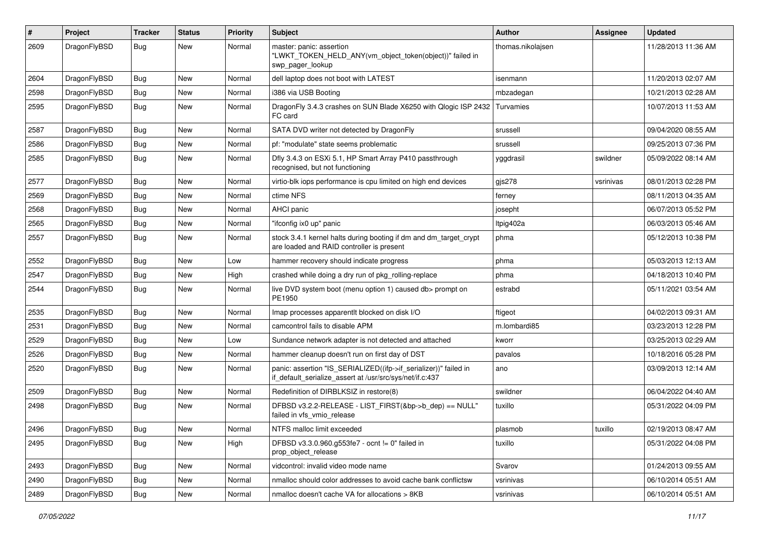| # | Project | Tracker | Status | Priority | Subject | Author | Assignee | Updated |
|---|---|---|---|---|---|---|---|---|
| 2609 | DragonFlyBSD | Bug | New | Normal | master: panic: assertion "LWKT_TOKEN_HELD_ANY(vm_object_token(object))" failed in swp_pager_lookup | thomas.nikolajsen | | 11/28/2013 11:36 AM |
| 2604 | DragonFlyBSD | Bug | New | Normal | dell laptop does not boot with LATEST | isenmann | | 11/20/2013 02:07 AM |
| 2598 | DragonFlyBSD | Bug | New | Normal | i386 via USB Booting | mbzadegan | | 10/21/2013 02:28 AM |
| 2595 | DragonFlyBSD | Bug | New | Normal | DragonFly 3.4.3 crashes on SUN Blade X6250 with Qlogic ISP 2432 FC card | Turvamies | | 10/07/2013 11:53 AM |
| 2587 | DragonFlyBSD | Bug | New | Normal | SATA DVD writer not detected by DragonFly | srussell | | 09/04/2020 08:55 AM |
| 2586 | DragonFlyBSD | Bug | New | Normal | pf: "modulate" state seems problematic | srussell | | 09/25/2013 07:36 PM |
| 2585 | DragonFlyBSD | Bug | New | Normal | Dfly 3.4.3 on ESXi 5.1, HP Smart Array P410 passthrough recognised, but not functioning | yggdrasil | swildner | 05/09/2022 08:14 AM |
| 2577 | DragonFlyBSD | Bug | New | Normal | virtio-blk iops performance is cpu limited on high end devices | gjs278 | vsrinivas | 08/01/2013 02:28 PM |
| 2569 | DragonFlyBSD | Bug | New | Normal | ctime NFS | ferney | | 08/11/2013 04:35 AM |
| 2568 | DragonFlyBSD | Bug | New | Normal | AHCI panic | josepht | | 06/07/2013 05:52 PM |
| 2565 | DragonFlyBSD | Bug | New | Normal | "ifconfig ix0 up" panic | ltpig402a | | 06/03/2013 05:46 AM |
| 2557 | DragonFlyBSD | Bug | New | Normal | stock 3.4.1 kernel halts during booting if dm and dm_target_crypt are loaded and RAID controller is present | phma | | 05/12/2013 10:38 PM |
| 2552 | DragonFlyBSD | Bug | New | Low | hammer recovery should indicate progress | phma | | 05/03/2013 12:13 AM |
| 2547 | DragonFlyBSD | Bug | New | High | crashed while doing a dry run of pkg_rolling-replace | phma | | 04/18/2013 10:40 PM |
| 2544 | DragonFlyBSD | Bug | New | Normal | live DVD system boot (menu option 1) caused db> prompt on PE1950 | estrabd | | 05/11/2021 03:54 AM |
| 2535 | DragonFlyBSD | Bug | New | Normal | Imap processes apparentlt blocked on disk I/O | ftigeot | | 04/02/2013 09:31 AM |
| 2531 | DragonFlyBSD | Bug | New | Normal | camcontrol fails to disable APM | m.lombardi85 | | 03/23/2013 12:28 PM |
| 2529 | DragonFlyBSD | Bug | New | Low | Sundance network adapter is not detected and attached | kworr | | 03/25/2013 02:29 AM |
| 2526 | DragonFlyBSD | Bug | New | Normal | hammer cleanup doesn't run on first day of DST | pavalos | | 10/18/2016 05:28 PM |
| 2520 | DragonFlyBSD | Bug | New | Normal | panic: assertion "IS_SERIALIZED((ifp->if_serializer))" failed in if_default_serialize_assert at /usr/src/sys/net/if.c:437 | ano | | 03/09/2013 12:14 AM |
| 2509 | DragonFlyBSD | Bug | New | Normal | Redefinition of DIRBLKSIZ in restore(8) | swildner | | 06/04/2022 04:40 AM |
| 2498 | DragonFlyBSD | Bug | New | Normal | DFBSD v3.2.2-RELEASE - LIST_FIRST(&bp->b_dep) == NULL" failed in vfs_vmio_release | tuxillo | | 05/31/2022 04:09 PM |
| 2496 | DragonFlyBSD | Bug | New | Normal | NTFS malloc limit exceeded | plasmob | tuxillo | 02/19/2013 08:47 AM |
| 2495 | DragonFlyBSD | Bug | New | High | DFBSD v3.3.0.960.g553fe7 - ocnt != 0" failed in prop_object_release | tuxillo | | 05/31/2022 04:08 PM |
| 2493 | DragonFlyBSD | Bug | New | Normal | vidcontrol: invalid video mode name | Svarov | | 01/24/2013 09:55 AM |
| 2490 | DragonFlyBSD | Bug | New | Normal | nmalloc should color addresses to avoid cache bank conflictsw | vsrinivas | | 06/10/2014 05:51 AM |
| 2489 | DragonFlyBSD | Bug | New | Normal | nmalloc doesn't cache VA for allocations > 8KB | vsrinivas | | 06/10/2014 05:51 AM |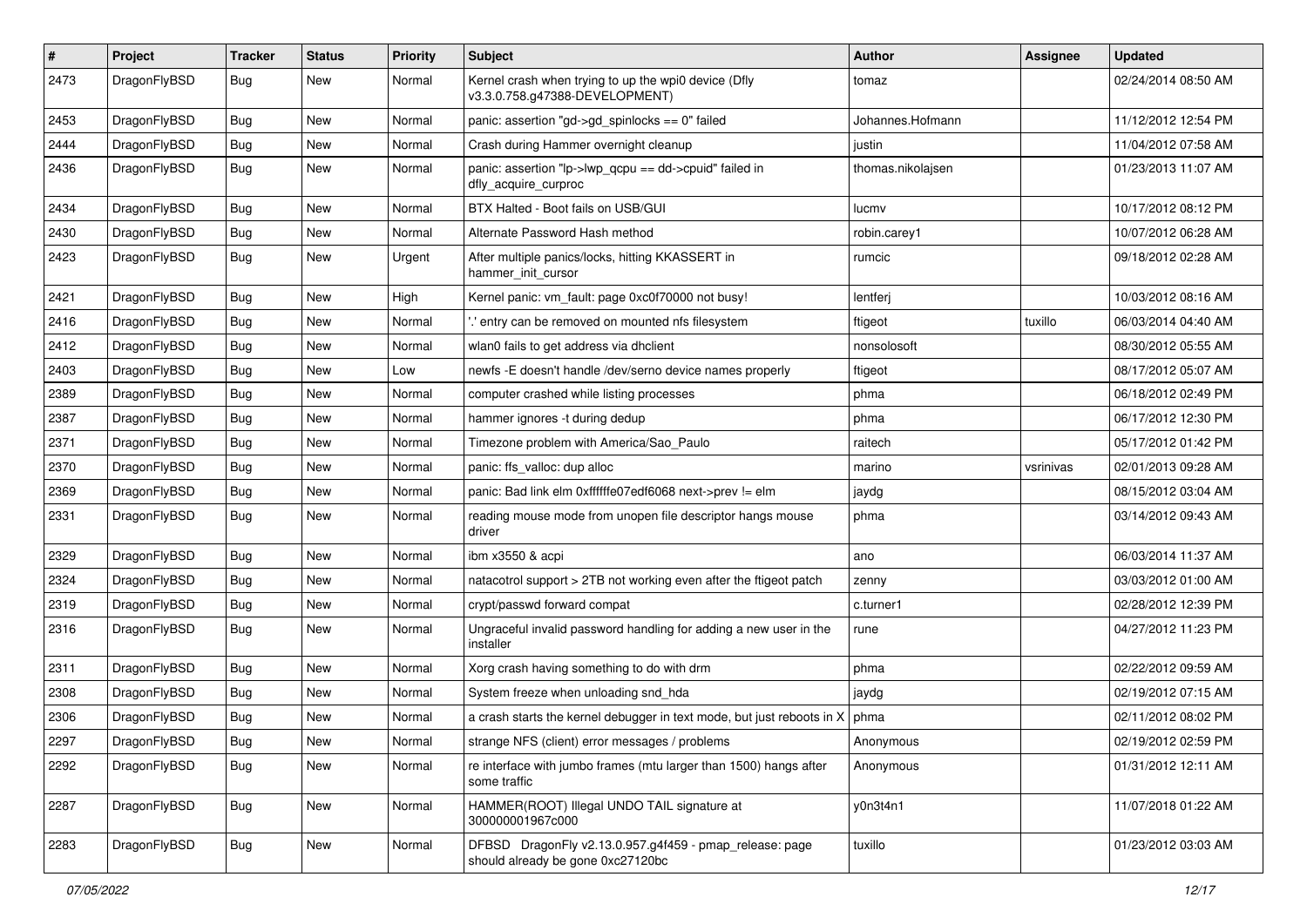| # | Project | Tracker | Status | Priority | Subject | Author | Assignee | Updated |
|---|---|---|---|---|---|---|---|---|
| 2473 | DragonFlyBSD | Bug | New | Normal | Kernel crash when trying to up the wpi0 device (Dfly v3.3.0.758.g47388-DEVELOPMENT) | tomaz | | 02/24/2014 08:50 AM |
| 2453 | DragonFlyBSD | Bug | New | Normal | panic: assertion "gd->gd_spinlocks == 0" failed | Johannes.Hofmann | | 11/12/2012 12:54 PM |
| 2444 | DragonFlyBSD | Bug | New | Normal | Crash during Hammer overnight cleanup | justin | | 11/04/2012 07:58 AM |
| 2436 | DragonFlyBSD | Bug | New | Normal | panic: assertion "lp->lwp_qcpu == dd->cpuid" failed in dfly_acquire_curproc | thomas.nikolajsen | | 01/23/2013 11:07 AM |
| 2434 | DragonFlyBSD | Bug | New | Normal | BTX Halted - Boot fails on USB/GUI | lucmv | | 10/17/2012 08:12 PM |
| 2430 | DragonFlyBSD | Bug | New | Normal | Alternate Password Hash method | robin.carey1 | | 10/07/2012 06:28 AM |
| 2423 | DragonFlyBSD | Bug | New | Urgent | After multiple panics/locks, hitting KKASSERT in hammer_init_cursor | rumcic | | 09/18/2012 02:28 AM |
| 2421 | DragonFlyBSD | Bug | New | High | Kernel panic: vm_fault: page 0xc0f70000 not busy! | lentferj | | 10/03/2012 08:16 AM |
| 2416 | DragonFlyBSD | Bug | New | Normal | '.' entry can be removed on mounted nfs filesystem | ftigeot | tuxillo | 06/03/2014 04:40 AM |
| 2412 | DragonFlyBSD | Bug | New | Normal | wlan0 fails to get address via dhclient | nonsolosoft | | 08/30/2012 05:55 AM |
| 2403 | DragonFlyBSD | Bug | New | Low | newfs -E doesn't handle /dev/serno device names properly | ftigeot | | 08/17/2012 05:07 AM |
| 2389 | DragonFlyBSD | Bug | New | Normal | computer crashed while listing processes | phma | | 06/18/2012 02:49 PM |
| 2387 | DragonFlyBSD | Bug | New | Normal | hammer ignores -t during dedup | phma | | 06/17/2012 12:30 PM |
| 2371 | DragonFlyBSD | Bug | New | Normal | Timezone problem with America/Sao_Paulo | raitech | | 05/17/2012 01:42 PM |
| 2370 | DragonFlyBSD | Bug | New | Normal | panic: ffs_valloc: dup alloc | marino | vsrinivas | 02/01/2013 09:28 AM |
| 2369 | DragonFlyBSD | Bug | New | Normal | panic: Bad link elm 0xffffffe07edf6068 next->prev != elm | jaydg | | 08/15/2012 03:04 AM |
| 2331 | DragonFlyBSD | Bug | New | Normal | reading mouse mode from unopen file descriptor hangs mouse driver | phma | | 03/14/2012 09:43 AM |
| 2329 | DragonFlyBSD | Bug | New | Normal | ibm x3550 & acpi | ano | | 06/03/2014 11:37 AM |
| 2324 | DragonFlyBSD | Bug | New | Normal | natacotrol support > 2TB not working even after the ftigeot patch | zenny | | 03/03/2012 01:00 AM |
| 2319 | DragonFlyBSD | Bug | New | Normal | crypt/passwd forward compat | c.turner1 | | 02/28/2012 12:39 PM |
| 2316 | DragonFlyBSD | Bug | New | Normal | Ungraceful invalid password handling for adding a new user in the installer | rune | | 04/27/2012 11:23 PM |
| 2311 | DragonFlyBSD | Bug | New | Normal | Xorg crash having something to do with drm | phma | | 02/22/2012 09:59 AM |
| 2308 | DragonFlyBSD | Bug | New | Normal | System freeze when unloading snd_hda | jaydg | | 02/19/2012 07:15 AM |
| 2306 | DragonFlyBSD | Bug | New | Normal | a crash starts the kernel debugger in text mode, but just reboots in X | phma | | 02/11/2012 08:02 PM |
| 2297 | DragonFlyBSD | Bug | New | Normal | strange NFS (client) error messages / problems | Anonymous | | 02/19/2012 02:59 PM |
| 2292 | DragonFlyBSD | Bug | New | Normal | re interface with jumbo frames (mtu larger than 1500) hangs after some traffic | Anonymous | | 01/31/2012 12:11 AM |
| 2287 | DragonFlyBSD | Bug | New | Normal | HAMMER(ROOT) Illegal UNDO TAIL signature at 300000001967c000 | y0n3t4n1 | | 11/07/2018 01:22 AM |
| 2283 | DragonFlyBSD | Bug | New | Normal | DFBSD DragonFly v2.13.0.957.g4f459 - pmap_release: page should already be gone 0xc27120bc | tuxillo | | 01/23/2012 03:03 AM |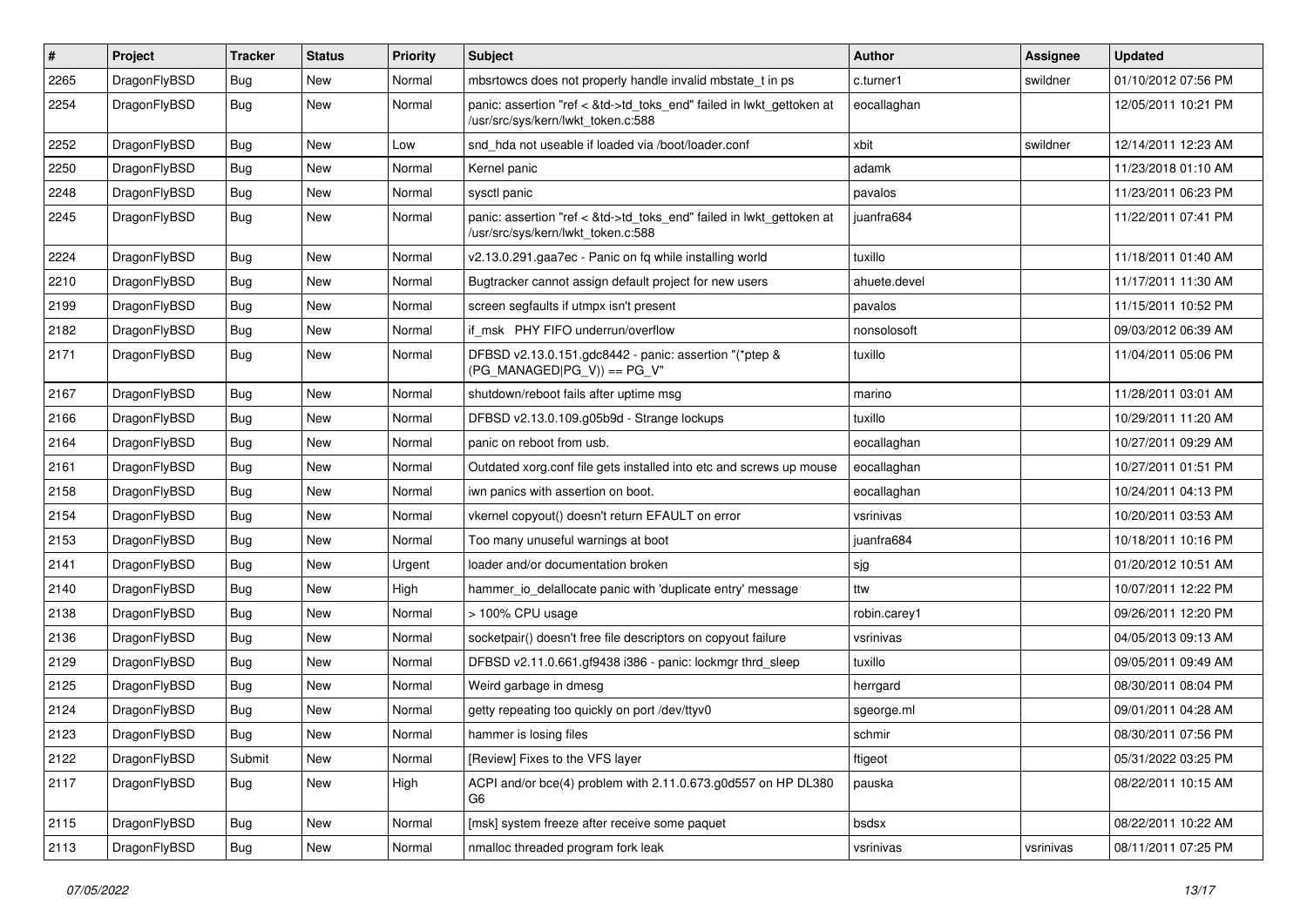| # | Project | Tracker | Status | Priority | Subject | Author | Assignee | Updated |
|---|---|---|---|---|---|---|---|---|
| 2265 | DragonFlyBSD | Bug | New | Normal | mbsrtowcs does not properly handle invalid mbstate_t in ps | c.turner1 | swildner | 01/10/2012 07:56 PM |
| 2254 | DragonFlyBSD | Bug | New | Normal | panic: assertion "ref < &td->td_toks_end" failed in lwkt_gettoken at /usr/src/sys/kern/lwkt_token.c:588 | eocallaghan | | 12/05/2011 10:21 PM |
| 2252 | DragonFlyBSD | Bug | New | Low | snd_hda not useable if loaded via /boot/loader.conf | xbit | swildner | 12/14/2011 12:23 AM |
| 2250 | DragonFlyBSD | Bug | New | Normal | Kernel panic | adamk | | 11/23/2018 01:10 AM |
| 2248 | DragonFlyBSD | Bug | New | Normal | sysctl panic | pavalos | | 11/23/2011 06:23 PM |
| 2245 | DragonFlyBSD | Bug | New | Normal | panic: assertion "ref < &td->td_toks_end" failed in lwkt_gettoken at /usr/src/sys/kern/lwkt_token.c:588 | juanfra684 | | 11/22/2011 07:41 PM |
| 2224 | DragonFlyBSD | Bug | New | Normal | v2.13.0.291.gaa7ec - Panic on fq while installing world | tuxillo | | 11/18/2011 01:40 AM |
| 2210 | DragonFlyBSD | Bug | New | Normal | Bugtracker cannot assign default project for new users | ahuete.devel | | 11/17/2011 11:30 AM |
| 2199 | DragonFlyBSD | Bug | New | Normal | screen segfaults if utmpx isn't present | pavalos | | 11/15/2011 10:52 PM |
| 2182 | DragonFlyBSD | Bug | New | Normal | if_msk PHY FIFO underrun/overflow | nonsolosoft | | 09/03/2012 06:39 AM |
| 2171 | DragonFlyBSD | Bug | New | Normal | DFBSD v2.13.0.151.gdc8442 - panic: assertion "(*ptep & (PG_MANAGED\|PG_V)) == PG_V" | tuxillo | | 11/04/2011 05:06 PM |
| 2167 | DragonFlyBSD | Bug | New | Normal | shutdown/reboot fails after uptime msg | marino | | 11/28/2011 03:01 AM |
| 2166 | DragonFlyBSD | Bug | New | Normal | DFBSD v2.13.0.109.g05b9d - Strange lockups | tuxillo | | 10/29/2011 11:20 AM |
| 2164 | DragonFlyBSD | Bug | New | Normal | panic on reboot from usb. | eocallaghan | | 10/27/2011 09:29 AM |
| 2161 | DragonFlyBSD | Bug | New | Normal | Outdated xorg.conf file gets installed into etc and screws up mouse | eocallaghan | | 10/27/2011 01:51 PM |
| 2158 | DragonFlyBSD | Bug | New | Normal | iwn panics with assertion on boot. | eocallaghan | | 10/24/2011 04:13 PM |
| 2154 | DragonFlyBSD | Bug | New | Normal | vkernel copyout() doesn't return EFAULT on error | vsrinivas | | 10/20/2011 03:53 AM |
| 2153 | DragonFlyBSD | Bug | New | Normal | Too many unuseful warnings at boot | juanfra684 | | 10/18/2011 10:16 PM |
| 2141 | DragonFlyBSD | Bug | New | Urgent | loader and/or documentation broken | sjg | | 01/20/2012 10:51 AM |
| 2140 | DragonFlyBSD | Bug | New | High | hammer_io_delallocate panic with 'duplicate entry' message | ttw | | 10/07/2011 12:22 PM |
| 2138 | DragonFlyBSD | Bug | New | Normal | > 100% CPU usage | robin.carey1 | | 09/26/2011 12:20 PM |
| 2136 | DragonFlyBSD | Bug | New | Normal | socketpair() doesn't free file descriptors on copyout failure | vsrinivas | | 04/05/2013 09:13 AM |
| 2129 | DragonFlyBSD | Bug | New | Normal | DFBSD v2.11.0.661.gf9438 i386 - panic: lockmgr thrd_sleep | tuxillo | | 09/05/2011 09:49 AM |
| 2125 | DragonFlyBSD | Bug | New | Normal | Weird garbage in dmesg | herrgard | | 08/30/2011 08:04 PM |
| 2124 | DragonFlyBSD | Bug | New | Normal | getty repeating too quickly on port /dev/ttyv0 | sgeorge.ml | | 09/01/2011 04:28 AM |
| 2123 | DragonFlyBSD | Bug | New | Normal | hammer is losing files | schmir | | 08/30/2011 07:56 PM |
| 2122 | DragonFlyBSD | Submit | New | Normal | [Review] Fixes to the VFS layer | ftigeot | | 05/31/2022 03:25 PM |
| 2117 | DragonFlyBSD | Bug | New | High | ACPI and/or bce(4) problem with 2.11.0.673.g0d557 on HP DL380 G6 | pauska | | 08/22/2011 10:15 AM |
| 2115 | DragonFlyBSD | Bug | New | Normal | [msk] system freeze after receive some paquet | bsdsx | | 08/22/2011 10:22 AM |
| 2113 | DragonFlyBSD | Bug | New | Normal | nmalloc threaded program fork leak | vsrinivas | vsrinivas | 08/11/2011 07:25 PM |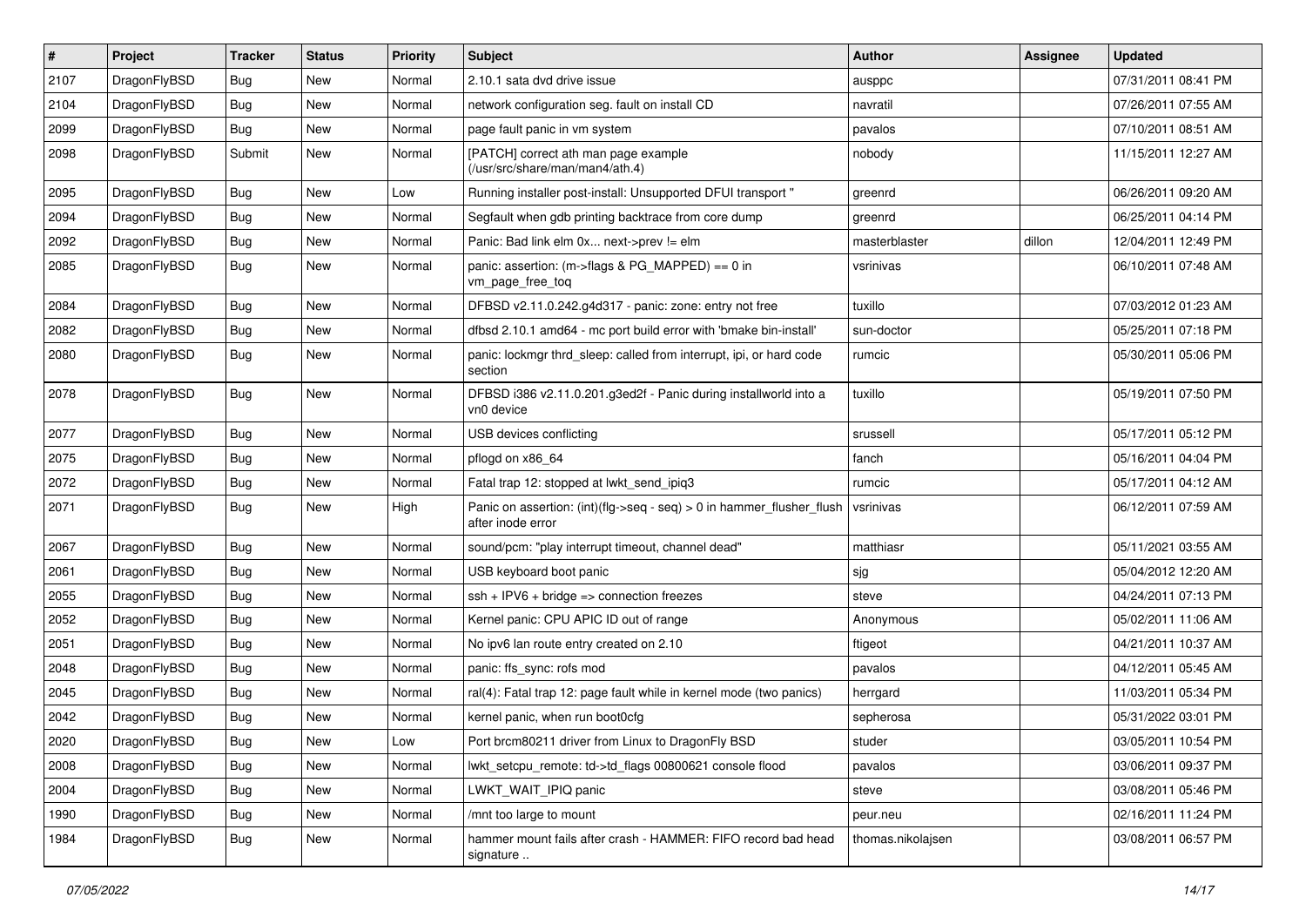| # | Project | Tracker | Status | Priority | Subject | Author | Assignee | Updated |
|---|---|---|---|---|---|---|---|---|
| 2107 | DragonFlyBSD | Bug | New | Normal | 2.10.1 sata dvd drive issue | ausppc | | 07/31/2011 08:41 PM |
| 2104 | DragonFlyBSD | Bug | New | Normal | network configuration seg. fault on install CD | navratil | | 07/26/2011 07:55 AM |
| 2099 | DragonFlyBSD | Bug | New | Normal | page fault panic in vm system | pavalos | | 07/10/2011 08:51 AM |
| 2098 | DragonFlyBSD | Submit | New | Normal | [PATCH] correct ath man page example (/usr/src/share/man/man4/ath.4) | nobody | | 11/15/2011 12:27 AM |
| 2095 | DragonFlyBSD | Bug | New | Low | Running installer post-install: Unsupported DFUI transport " | greenrd | | 06/26/2011 09:20 AM |
| 2094 | DragonFlyBSD | Bug | New | Normal | Segfault when gdb printing backtrace from core dump | greenrd | | 06/25/2011 04:14 PM |
| 2092 | DragonFlyBSD | Bug | New | Normal | Panic: Bad link elm 0x... next->prev != elm | masterblaster | dillon | 12/04/2011 12:49 PM |
| 2085 | DragonFlyBSD | Bug | New | Normal | panic: assertion: (m->flags & PG_MAPPED) == 0 in vm_page_free_toq | vsrinivas | | 06/10/2011 07:48 AM |
| 2084 | DragonFlyBSD | Bug | New | Normal | DFBSD v2.11.0.242.g4d317 - panic: zone: entry not free | tuxillo | | 07/03/2012 01:23 AM |
| 2082 | DragonFlyBSD | Bug | New | Normal | dfbsd 2.10.1 amd64 - mc port build error with 'bmake bin-install' | sun-doctor | | 05/25/2011 07:18 PM |
| 2080 | DragonFlyBSD | Bug | New | Normal | panic: lockmgr thrd_sleep: called from interrupt, ipi, or hard code section | rumcic | | 05/30/2011 05:06 PM |
| 2078 | DragonFlyBSD | Bug | New | Normal | DFBSD i386 v2.11.0.201.g3ed2f - Panic during installworld into a vn0 device | tuxillo | | 05/19/2011 07:50 PM |
| 2077 | DragonFlyBSD | Bug | New | Normal | USB devices conflicting | srussell | | 05/17/2011 05:12 PM |
| 2075 | DragonFlyBSD | Bug | New | Normal | pflogd on x86_64 | fanch | | 05/16/2011 04:04 PM |
| 2072 | DragonFlyBSD | Bug | New | Normal | Fatal trap 12: stopped at lwkt_send_ipiq3 | rumcic | | 05/17/2011 04:12 AM |
| 2071 | DragonFlyBSD | Bug | New | High | Panic on assertion: (int)(flg->seq - seq) > 0 in hammer_flusher_flush after inode error | vsrinivas | | 06/12/2011 07:59 AM |
| 2067 | DragonFlyBSD | Bug | New | Normal | sound/pcm: "play interrupt timeout, channel dead" | matthiasr | | 05/11/2021 03:55 AM |
| 2061 | DragonFlyBSD | Bug | New | Normal | USB keyboard boot panic | sjg | | 05/04/2012 12:20 AM |
| 2055 | DragonFlyBSD | Bug | New | Normal | ssh + IPV6 + bridge => connection freezes | steve | | 04/24/2011 07:13 PM |
| 2052 | DragonFlyBSD | Bug | New | Normal | Kernel panic: CPU APIC ID out of range | Anonymous | | 05/02/2011 11:06 AM |
| 2051 | DragonFlyBSD | Bug | New | Normal | No ipv6 lan route entry created on 2.10 | ftigeot | | 04/21/2011 10:37 AM |
| 2048 | DragonFlyBSD | Bug | New | Normal | panic: ffs_sync: rofs mod | pavalos | | 04/12/2011 05:45 AM |
| 2045 | DragonFlyBSD | Bug | New | Normal | ral(4): Fatal trap 12: page fault while in kernel mode (two panics) | herrgard | | 11/03/2011 05:34 PM |
| 2042 | DragonFlyBSD | Bug | New | Normal | kernel panic, when run boot0cfg | sepherosa | | 05/31/2022 03:01 PM |
| 2020 | DragonFlyBSD | Bug | New | Low | Port brcm80211 driver from Linux to DragonFly BSD | studer | | 03/05/2011 10:54 PM |
| 2008 | DragonFlyBSD | Bug | New | Normal | lwkt_setcpu_remote: td->td_flags 00800621 console flood | pavalos | | 03/06/2011 09:37 PM |
| 2004 | DragonFlyBSD | Bug | New | Normal | LWKT_WAIT_IPIQ panic | steve | | 03/08/2011 05:46 PM |
| 1990 | DragonFlyBSD | Bug | New | Normal | /mnt too large to mount | peur.neu | | 02/16/2011 11:24 PM |
| 1984 | DragonFlyBSD | Bug | New | Normal | hammer mount fails after crash - HAMMER: FIFO record bad head signature .. | thomas.nikolajsen | | 03/08/2011 06:57 PM |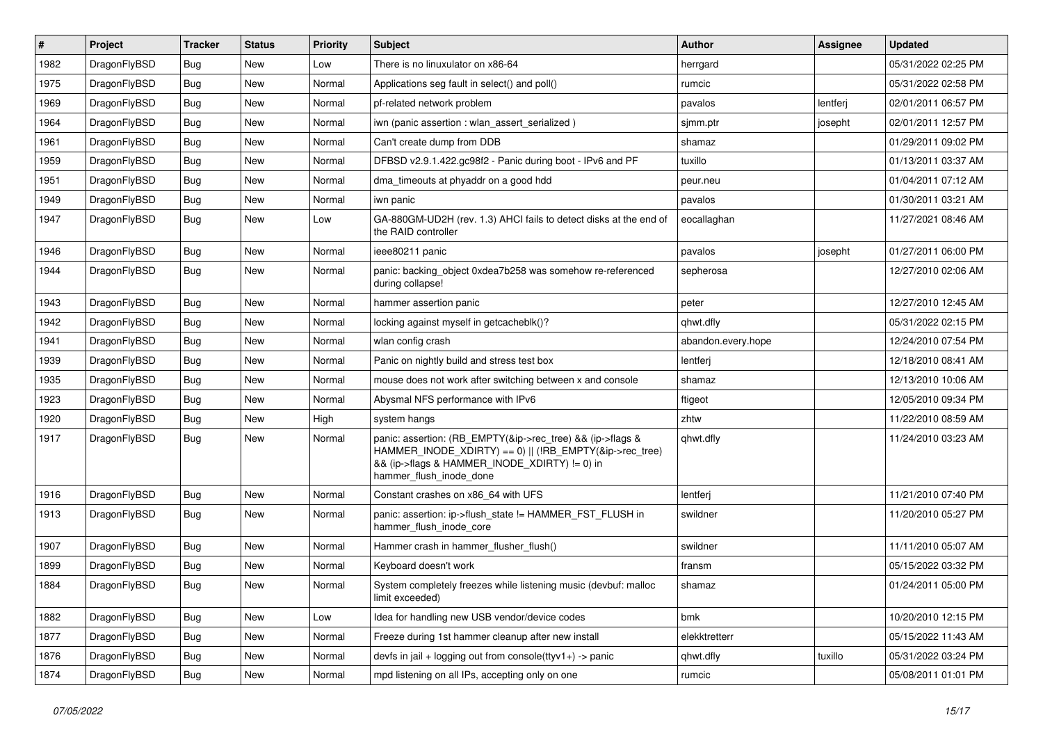| # | Project | Tracker | Status | Priority | Subject | Author | Assignee | Updated |
|---|---|---|---|---|---|---|---|---|
| 1982 | DragonFlyBSD | Bug | New | Low | There is no linuxulator on x86-64 | herrgard | | 05/31/2022 02:25 PM |
| 1975 | DragonFlyBSD | Bug | New | Normal | Applications seg fault in select() and poll() | rumcic | | 05/31/2022 02:58 PM |
| 1969 | DragonFlyBSD | Bug | New | Normal | pf-related network problem | pavalos | lentferj | 02/01/2011 06:57 PM |
| 1964 | DragonFlyBSD | Bug | New | Normal | iwn (panic assertion : wlan_assert_serialized ) | sjmm.ptr | josepht | 02/01/2011 12:57 PM |
| 1961 | DragonFlyBSD | Bug | New | Normal | Can't create dump from DDB | shamaz | | 01/29/2011 09:02 PM |
| 1959 | DragonFlyBSD | Bug | New | Normal | DFBSD v2.9.1.422.gc98f2 - Panic during boot - IPv6 and PF | tuxillo | | 01/13/2011 03:37 AM |
| 1951 | DragonFlyBSD | Bug | New | Normal | dma_timeouts at phyaddr on a good hdd | peur.neu | | 01/04/2011 07:12 AM |
| 1949 | DragonFlyBSD | Bug | New | Normal | iwn panic | pavalos | | 01/30/2011 03:21 AM |
| 1947 | DragonFlyBSD | Bug | New | Low | GA-880GM-UD2H (rev. 1.3) AHCI fails to detect disks at the end of the RAID controller | eocallaghan | | 11/27/2021 08:46 AM |
| 1946 | DragonFlyBSD | Bug | New | Normal | ieee80211 panic | pavalos | josepht | 01/27/2011 06:00 PM |
| 1944 | DragonFlyBSD | Bug | New | Normal | panic: backing_object 0xdea7b258 was somehow re-referenced during collapse! | sepherosa | | 12/27/2010 02:06 AM |
| 1943 | DragonFlyBSD | Bug | New | Normal | hammer assertion panic | peter | | 12/27/2010 12:45 AM |
| 1942 | DragonFlyBSD | Bug | New | Normal | locking against myself in getcacheblk()? | qhwt.dfly | | 05/31/2022 02:15 PM |
| 1941 | DragonFlyBSD | Bug | New | Normal | wlan config crash | abandon.every.hope | | 12/24/2010 07:54 PM |
| 1939 | DragonFlyBSD | Bug | New | Normal | Panic on nightly build and stress test box | lentferj | | 12/18/2010 08:41 AM |
| 1935 | DragonFlyBSD | Bug | New | Normal | mouse does not work after switching between x and console | shamaz | | 12/13/2010 10:06 AM |
| 1923 | DragonFlyBSD | Bug | New | Normal | Abysmal NFS performance with IPv6 | ftigeot | | 12/05/2010 09:34 PM |
| 1920 | DragonFlyBSD | Bug | New | High | system hangs | zhtw | | 11/22/2010 08:59 AM |
| 1917 | DragonFlyBSD | Bug | New | Normal | panic: assertion: (RB_EMPTY(&ip->rec_tree) && (ip->flags & HAMMER_INODE_XDIRTY) == 0) \|\| (!RB_EMPTY(&ip->rec_tree) && (ip->flags & HAMMER_INODE_XDIRTY) != 0) in hammer_flush_inode_done | qhwt.dfly | | 11/24/2010 03:23 AM |
| 1916 | DragonFlyBSD | Bug | New | Normal | Constant crashes on x86_64 with UFS | lentferj | | 11/21/2010 07:40 PM |
| 1913 | DragonFlyBSD | Bug | New | Normal | panic: assertion: ip->flush_state != HAMMER_FST_FLUSH in hammer_flush_inode_core | swildner | | 11/20/2010 05:27 PM |
| 1907 | DragonFlyBSD | Bug | New | Normal | Hammer crash in hammer_flusher_flush() | swildner | | 11/11/2010 05:07 AM |
| 1899 | DragonFlyBSD | Bug | New | Normal | Keyboard doesn't work | fransm | | 05/15/2022 03:32 PM |
| 1884 | DragonFlyBSD | Bug | New | Normal | System completely freezes while listening music (devbuf: malloc limit exceeded) | shamaz | | 01/24/2011 05:00 PM |
| 1882 | DragonFlyBSD | Bug | New | Low | Idea for handling new USB vendor/device codes | bmk | | 10/20/2010 12:15 PM |
| 1877 | DragonFlyBSD | Bug | New | Normal | Freeze during 1st hammer cleanup after new install | elekktretterr | | 05/15/2022 11:43 AM |
| 1876 | DragonFlyBSD | Bug | New | Normal | devfs in jail + logging out from console(ttyv1+) -> panic | qhwt.dfly | tuxillo | 05/31/2022 03:24 PM |
| 1874 | DragonFlyBSD | Bug | New | Normal | mpd listening on all IPs, accepting only on one | rumcic | | 05/08/2011 01:01 PM |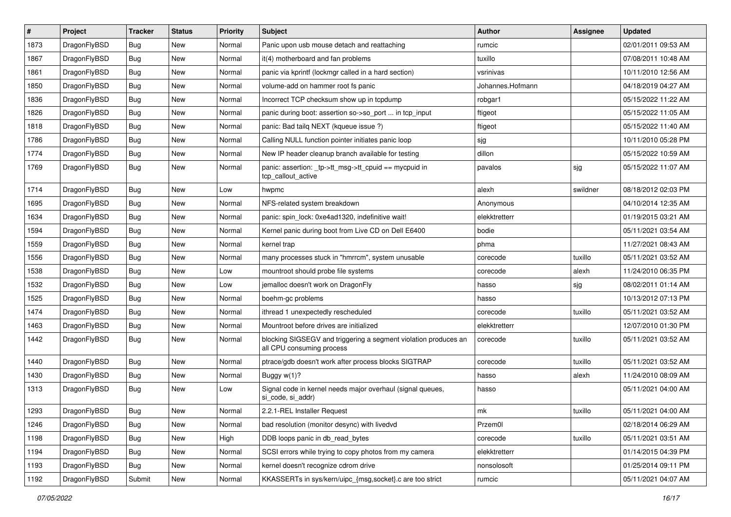| # | Project | Tracker | Status | Priority | Subject | Author | Assignee | Updated |
|---|---|---|---|---|---|---|---|---|
| 1873 | DragonFlyBSD | Bug | New | Normal | Panic upon usb mouse detach and reattaching | rumcic | | 02/01/2011 09:53 AM |
| 1867 | DragonFlyBSD | Bug | New | Normal | it(4) motherboard and fan problems | tuxillo | | 07/08/2011 10:48 AM |
| 1861 | DragonFlyBSD | Bug | New | Normal | panic via kprintf (lockmgr called in a hard section) | vsrinivas | | 10/11/2010 12:56 AM |
| 1850 | DragonFlyBSD | Bug | New | Normal | volume-add on hammer root fs panic | Johannes.Hofmann | | 04/18/2019 04:27 AM |
| 1836 | DragonFlyBSD | Bug | New | Normal | Incorrect TCP checksum show up in tcpdump | robgar1 | | 05/15/2022 11:22 AM |
| 1826 | DragonFlyBSD | Bug | New | Normal | panic during boot: assertion so->so_port ... in tcp_input | ftigeot | | 05/15/2022 11:05 AM |
| 1818 | DragonFlyBSD | Bug | New | Normal | panic: Bad tailq NEXT (kqueue issue ?) | ftigeot | | 05/15/2022 11:40 AM |
| 1786 | DragonFlyBSD | Bug | New | Normal | Calling NULL function pointer initiates panic loop | sjg | | 10/11/2010 05:28 PM |
| 1774 | DragonFlyBSD | Bug | New | Normal | New IP header cleanup branch available for testing | dillon | | 05/15/2022 10:59 AM |
| 1769 | DragonFlyBSD | Bug | New | Normal | panic: assertion: _tp->tt_msg->tt_cpuid == mycpuid in tcp_callout_active | pavalos | sjg | 05/15/2022 11:07 AM |
| 1714 | DragonFlyBSD | Bug | New | Low | hwpmc | alexh | swildner | 08/18/2012 02:03 PM |
| 1695 | DragonFlyBSD | Bug | New | Normal | NFS-related system breakdown | Anonymous | | 04/10/2014 12:35 AM |
| 1634 | DragonFlyBSD | Bug | New | Normal | panic: spin_lock: 0xe4ad1320, indefinitive wait! | elekktretterr | | 01/19/2015 03:21 AM |
| 1594 | DragonFlyBSD | Bug | New | Normal | Kernel panic during boot from Live CD on Dell E6400 | bodie | | 05/11/2021 03:54 AM |
| 1559 | DragonFlyBSD | Bug | New | Normal | kernel trap | phma | | 11/27/2021 08:43 AM |
| 1556 | DragonFlyBSD | Bug | New | Normal | many processes stuck in "hmrrcm", system unusable | corecode | tuxillo | 05/11/2021 03:52 AM |
| 1538 | DragonFlyBSD | Bug | New | Low | mountroot should probe file systems | corecode | alexh | 11/24/2010 06:35 PM |
| 1532 | DragonFlyBSD | Bug | New | Low | jemalloc doesn't work on DragonFly | hasso | sjg | 08/02/2011 01:14 AM |
| 1525 | DragonFlyBSD | Bug | New | Normal | boehm-gc problems | hasso | | 10/13/2012 07:13 PM |
| 1474 | DragonFlyBSD | Bug | New | Normal | ithread 1 unexpectedly rescheduled | corecode | tuxillo | 05/11/2021 03:52 AM |
| 1463 | DragonFlyBSD | Bug | New | Normal | Mountroot before drives are initialized | elekktretterr | | 12/07/2010 01:30 PM |
| 1442 | DragonFlyBSD | Bug | New | Normal | blocking SIGSEGV and triggering a segment violation produces an all CPU consuming process | corecode | tuxillo | 05/11/2021 03:52 AM |
| 1440 | DragonFlyBSD | Bug | New | Normal | ptrace/gdb doesn't work after process blocks SIGTRAP | corecode | tuxillo | 05/11/2021 03:52 AM |
| 1430 | DragonFlyBSD | Bug | New | Normal | Buggy w(1)? | hasso | alexh | 11/24/2010 08:09 AM |
| 1313 | DragonFlyBSD | Bug | New | Low | Signal code in kernel needs major overhaul (signal queues, si_code, si_addr) | hasso | | 05/11/2021 04:00 AM |
| 1293 | DragonFlyBSD | Bug | New | Normal | 2.2.1-REL Installer Request | mk | tuxillo | 05/11/2021 04:00 AM |
| 1246 | DragonFlyBSD | Bug | New | Normal | bad resolution (monitor desync) with livedvd | Przem0l | | 02/18/2014 06:29 AM |
| 1198 | DragonFlyBSD | Bug | New | High | DDB loops panic in db_read_bytes | corecode | tuxillo | 05/11/2021 03:51 AM |
| 1194 | DragonFlyBSD | Bug | New | Normal | SCSI errors while trying to copy photos from my camera | elekktretterr | | 01/14/2015 04:39 PM |
| 1193 | DragonFlyBSD | Bug | New | Normal | kernel doesn't recognize cdrom drive | nonsolosoft | | 01/25/2014 09:11 PM |
| 1192 | DragonFlyBSD | Submit | New | Normal | KKASSERTs in sys/kern/uipc_{msg,socket}.c are too strict | rumcic | | 05/11/2021 04:07 AM |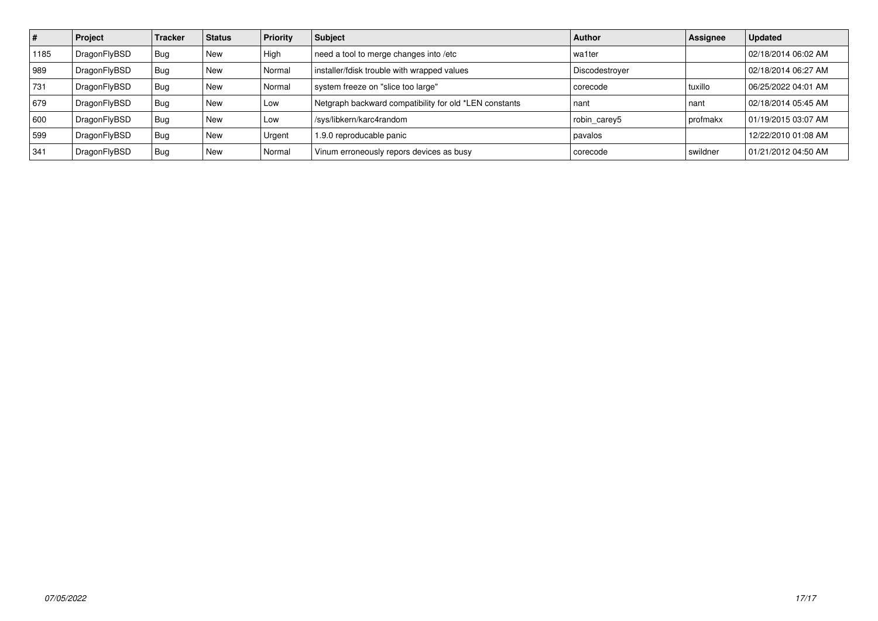| # | Project | Tracker | Status | Priority | Subject | Author | Assignee | Updated |
|---|---|---|---|---|---|---|---|---|
| 1185 | DragonFlyBSD | Bug | New | High | need a tool to merge changes into /etc | wa1ter | | 02/18/2014 06:02 AM |
| 989 | DragonFlyBSD | Bug | New | Normal | installer/fdisk trouble with wrapped values | Discodestroyer | | 02/18/2014 06:27 AM |
| 731 | DragonFlyBSD | Bug | New | Normal | system freeze on "slice too large" | corecode | tuxillo | 06/25/2022 04:01 AM |
| 679 | DragonFlyBSD | Bug | New | Low | Netgraph backward compatibility for old *LEN constants | nant | nant | 02/18/2014 05:45 AM |
| 600 | DragonFlyBSD | Bug | New | Low | /sys/libkern/karc4random | robin_carey5 | profmakx | 01/19/2015 03:07 AM |
| 599 | DragonFlyBSD | Bug | New | Urgent | 1.9.0 reproducable panic | pavalos | | 12/22/2010 01:08 AM |
| 341 | DragonFlyBSD | Bug | New | Normal | Vinum erroneously repors devices as busy | corecode | swildner | 01/21/2012 04:50 AM |